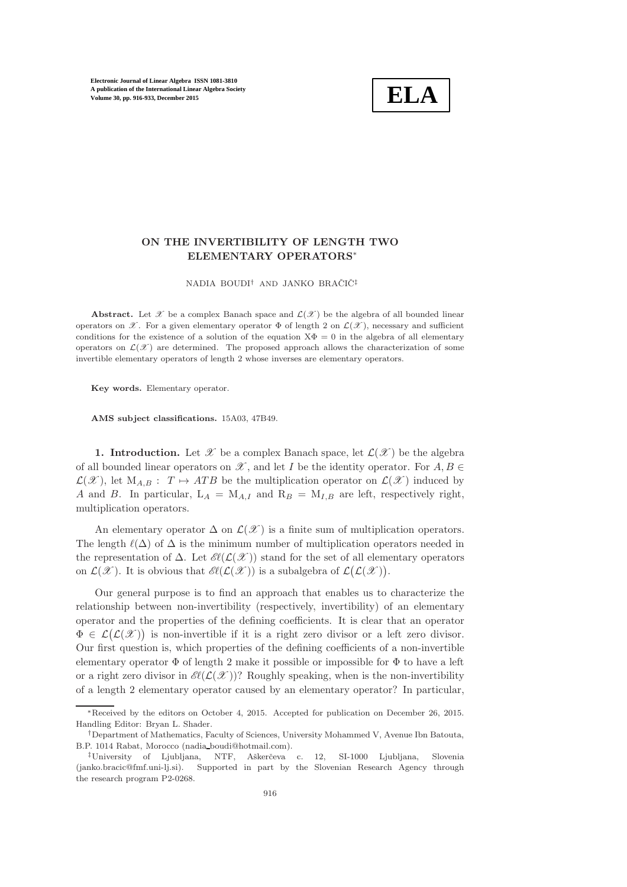# ON THE INVERTIBILITY OF LENGTH TWO ELEMENTARY OPERATORS*

NADIA BOUDI† AND JANKO BRAČIČ‡

**Abstract.** Let $\mathscr{X}$ be a complex Banach space and $\mathcal{L}(\mathscr{X})$ be the algebra of all bounded linear operators on $\mathscr{X}$. For a given elementary operator $\Phi$ of length 2 on $\mathcal{L}(\mathscr{X})$, necessary and sufficient conditions for the existence of a solution of the equation $\mathrm{X}\Phi = 0$ in the algebra of all elementary operators on $\mathcal{L}(\mathscr{X})$ are determined. The proposed approach allows the characterization of some invertible elementary operators of length 2 whose inverses are elementary operators.

**Key words.** Elementary operator.

**AMS subject classifications.** 15A03, 47B49.

**1. Introduction.** Let $\mathscr{X}$ be a complex Banach space, let $\mathcal{L}(\mathscr{X})$ be the algebra of all bounded linear operators on $\mathscr{X}$, and let $I$ be the identity operator. For $A, B \in \mathcal{L}(\mathscr{X})$, let $\mathrm{M}_{A,B} : T \mapsto ATB$ be the multiplication operator on $\mathcal{L}(\mathscr{X})$ induced by $A$ and $B$. In particular, $\mathrm{L}_A = \mathrm{M}_{A,I}$ and $\mathrm{R}_B = \mathrm{M}_{I,B}$ are left, respectively right, multiplication operators.

An elementary operator $\Delta$ on $\mathcal{L}(\mathscr{X})$ is a finite sum of multiplication operators. The length $\ell(\Delta)$ of $\Delta$ is the minimum number of multiplication operators needed in the representation of $\Delta$. Let $\mathscr{E}\ell(\mathcal{L}(\mathscr{X}))$ stand for the set of all elementary operators on $\mathcal{L}(\mathscr{X})$. It is obvious that $\mathscr{E}\ell(\mathcal{L}(\mathscr{X}))$ is a subalgebra of $\mathcal{L}\big(\mathcal{L}(\mathscr{X})\big)$.

Our general purpose is to find an approach that enables us to characterize the relationship between non-invertibility (respectively, invertibility) of an elementary operator and the properties of the defining coefficients. It is clear that an operator $\Phi \in \mathcal{L}\big(\mathcal{L}(\mathscr{X})\big)$ is non-invertible if it is a right zero divisor or a left zero divisor. Our first question is, which properties of the defining coefficients of a non-invertible elementary operator $\Phi$ of length 2 make it possible or impossible for $\Phi$ to have a left or a right zero divisor in $\mathscr{E}\ell(\mathcal{L}(\mathscr{X}))$? Roughly speaking, when is the non-invertibility of a length 2 elementary operator caused by an elementary operator? In particular,

---

*Received by the editors on October 4, 2015. Accepted for publication on December 26, 2015. Handling Editor: Bryan L. Shader.

†Department of Mathematics, Faculty of Sciences, University Mohammed V, Avenue Ibn Batouta, B.P. 1014 Rabat, Morocco (nadia_boudi@hotmail.com).

‡University of Ljubljana, NTF, Aškerčeva c. 12, SI-1000 Ljubljana, Slovenia (janko.bracic@fmf.uni-lj.si). Supported in part by the Slovenian Research Agency through the research program P2-0268.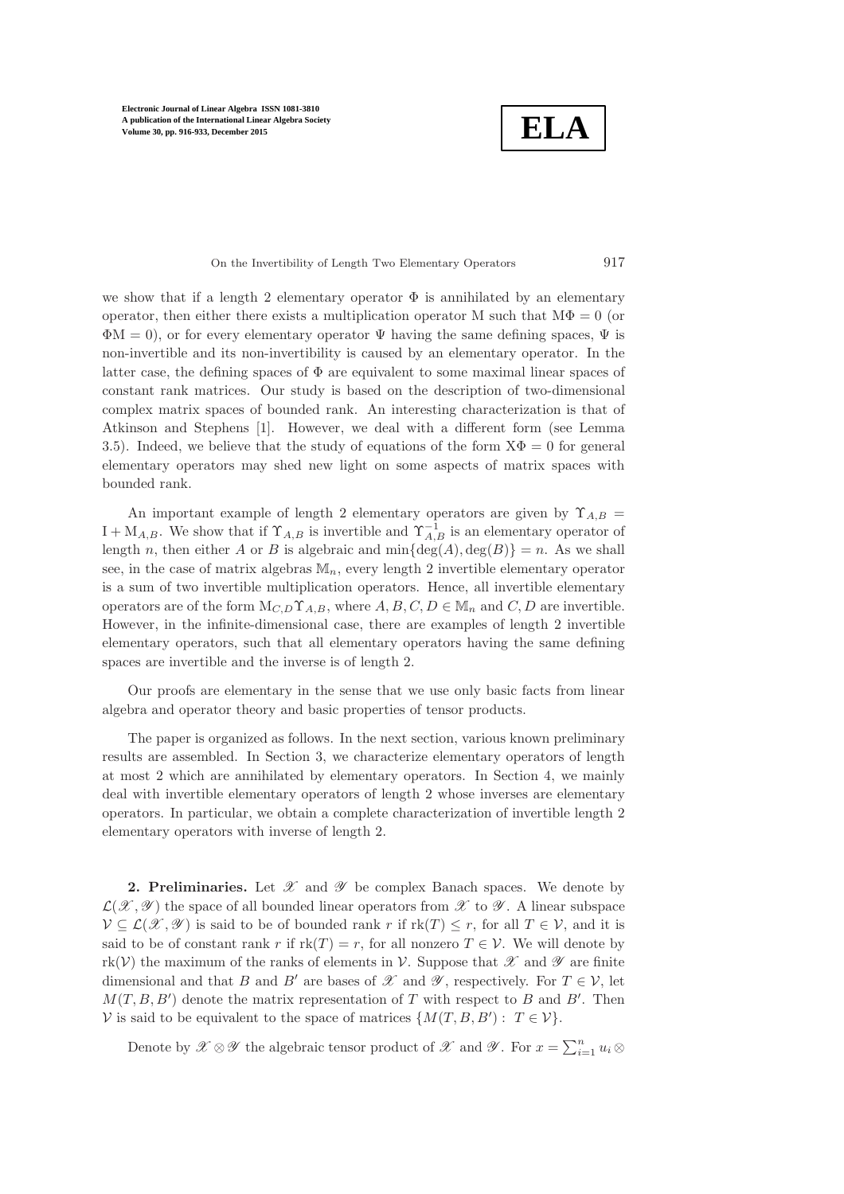we show that if a length 2 elementary operator $\Phi$ is annihilated by an elementary operator, then either there exists a multiplication operator M such that $\mathrm{M}\Phi = 0$ (or $\Phi\mathrm{M} = 0$), or for every elementary operator $\Psi$ having the same defining spaces, $\Psi$ is non-invertible and its non-invertibility is caused by an elementary operator. In the latter case, the defining spaces of $\Phi$ are equivalent to some maximal linear spaces of constant rank matrices. Our study is based on the description of two-dimensional complex matrix spaces of bounded rank. An interesting characterization is that of Atkinson and Stephens [1]. However, we deal with a different form (see Lemma 3.5). Indeed, we believe that the study of equations of the form $\mathrm{X}\Phi = 0$ for general elementary operators may shed new light on some aspects of matrix spaces with bounded rank.

An important example of length 2 elementary operators are given by $\Upsilon_{A,B} = \mathrm{I} + \mathrm{M}_{A,B}$. We show that if $\Upsilon_{A,B}$ is invertible and $\Upsilon_{A,B}^{-1}$ is an elementary operator of length $n$, then either $A$ or $B$ is algebraic and $\min\{\deg(A), \deg(B)\} = n$. As we shall see, in the case of matrix algebras $\mathbb{M}_n$, every length 2 invertible elementary operator is a sum of two invertible multiplication operators. Hence, all invertible elementary operators are of the form $\mathrm{M}_{C,D}\Upsilon_{A,B}$, where $A, B, C, D \in \mathbb{M}_n$ and $C, D$ are invertible. However, in the infinite-dimensional case, there are examples of length 2 invertible elementary operators, such that all elementary operators having the same defining spaces are invertible and the inverse is of length 2.

Our proofs are elementary in the sense that we use only basic facts from linear algebra and operator theory and basic properties of tensor products.

The paper is organized as follows. In the next section, various known preliminary results are assembled. In Section 3, we characterize elementary operators of length at most 2 which are annihilated by elementary operators. In Section 4, we mainly deal with invertible elementary operators of length 2 whose inverses are elementary operators. In particular, we obtain a complete characterization of invertible length 2 elementary operators with inverse of length 2.

## 2. Preliminaries.

Let $\mathscr{X}$ and $\mathscr{Y}$ be complex Banach spaces. We denote by $\mathcal{L}(\mathscr{X}, \mathscr{Y})$ the space of all bounded linear operators from $\mathscr{X}$ to $\mathscr{Y}$. A linear subspace $\mathcal{V} \subseteq \mathcal{L}(\mathscr{X}, \mathscr{Y})$ is said to be of bounded rank $r$ if $\mathrm{rk}(T) \leq r$, for all $T \in \mathcal{V}$, and it is said to be of constant rank $r$ if $\mathrm{rk}(T) = r$, for all nonzero $T \in \mathcal{V}$. We will denote by $\mathrm{rk}(\mathcal{V})$ the maximum of the ranks of elements in $\mathcal{V}$. Suppose that $\mathscr{X}$ and $\mathscr{Y}$ are finite dimensional and that $B$ and $B'$ are bases of $\mathscr{X}$ and $\mathscr{Y}$, respectively. For $T \in \mathcal{V}$, let $M(T, B, B')$ denote the matrix representation of $T$ with respect to $B$ and $B'$. Then $\mathcal{V}$ is said to be equivalent to the space of matrices $\{M(T, B, B') : T \in \mathcal{V}\}$.

Denote by $\mathscr{X} \otimes \mathscr{Y}$ the algebraic tensor product of $\mathscr{X}$ and $\mathscr{Y}$. For $x = \sum_{i=1}^{n} u_i \otimes$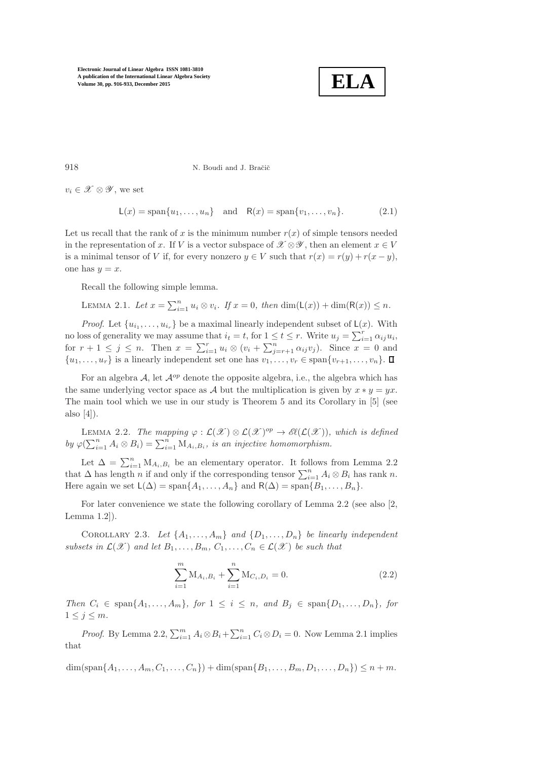$v_i \in \mathscr{X} \otimes \mathscr{Y}$, we set

$$\mathsf{L}(x) = \operatorname{span}\{u_1, \ldots, u_n\} \quad \text{and} \quad \mathsf{R}(x) = \operatorname{span}\{v_1, \ldots, v_n\}. \tag{2.1}$$

Let us recall that the rank of $x$ is the minimum number $r(x)$ of simple tensors needed in the representation of $x$. If $V$ is a vector subspace of $\mathscr{X} \otimes \mathscr{Y}$, then an element $x \in V$ is a minimal tensor of $V$ if, for every nonzero $y \in V$ such that $r(x) = r(y) + r(x - y)$, one has $y = x$.

Recall the following simple lemma.

Lemma 2.1. *Let $x = \sum_{i=1}^{n} u_i \otimes v_i$. If $x = 0$, then $\dim(\mathsf{L}(x)) + \dim(\mathsf{R}(x)) \leq n$.*

*Proof.* Let $\{u_{i_1}, \ldots, u_{i_r}\}$ be a maximal linearly independent subset of $\mathsf{L}(x)$. With no loss of generality we may assume that $i_t = t$, for $1 \leq t \leq r$. Write $u_j = \sum_{i=1}^{r} \alpha_{ij} u_i$, for $r + 1 \leq j \leq n$. Then $x = \sum_{i=1}^{r} u_i \otimes (v_i + \sum_{j=r+1}^{n} \alpha_{ij} v_j)$. Since $x = 0$ and $\{u_1, \ldots, u_r\}$ is a linearly independent set one has $v_1, \ldots, v_r \in \operatorname{span}\{v_{r+1}, \ldots, v_n\}$. $\square$

For an algebra $\mathcal{A}$, let $\mathcal{A}^{op}$ denote the opposite algebra, i.e., the algebra which has the same underlying vector space as $\mathcal{A}$ but the multiplication is given by $x * y = yx$. The main tool which we use in our study is Theorem 5 and its Corollary in [5] (see also [4]).

Lemma 2.2. *The mapping $\varphi : \mathcal{L}(\mathscr{X}) \otimes \mathcal{L}(\mathscr{X})^{op} \to \mathscr{E}\ell(\mathcal{L}(\mathscr{X}))$, which is defined by $\varphi(\sum_{i=1}^{n} A_i \otimes B_i) = \sum_{i=1}^{n} \mathrm{M}_{A_i, B_i}$, is an injective homomorphism.*

Let $\Delta = \sum_{i=1}^{n} \mathrm{M}_{A_i, B_i}$ be an elementary operator. It follows from Lemma 2.2 that $\Delta$ has length $n$ if and only if the corresponding tensor $\sum_{i=1}^{n} A_i \otimes B_i$ has rank $n$. Here again we set $\mathsf{L}(\Delta) = \operatorname{span}\{A_1, \ldots, A_n\}$ and $\mathsf{R}(\Delta) = \operatorname{span}\{B_1, \ldots, B_n\}$.

For later convenience we state the following corollary of Lemma 2.2 (see also [2, Lemma 1.2]).

Corollary 2.3. *Let $\{A_1, \ldots, A_m\}$ and $\{D_1, \ldots, D_n\}$ be linearly independent subsets in $\mathcal{L}(\mathscr{X})$ and let $B_1, \ldots, B_m$, $C_1, \ldots, C_n \in \mathcal{L}(\mathscr{X})$ be such that*

$$\sum_{i=1}^{m} \mathrm{M}_{A_i, B_i} + \sum_{i=1}^{n} \mathrm{M}_{C_i, D_i} = 0. \tag{2.2}$$

*Then $C_i \in \operatorname{span}\{A_1, \ldots, A_m\}$, for $1 \leq i \leq n$, and $B_j \in \operatorname{span}\{D_1, \ldots, D_n\}$, for $1 \leq j \leq m$.*

*Proof.* By Lemma 2.2, $\sum_{i=1}^{m} A_i \otimes B_i + \sum_{i=1}^{n} C_i \otimes D_i = 0$. Now Lemma 2.1 implies that

$$\dim(\operatorname{span}\{A_1, \ldots, A_m, C_1, \ldots, C_n\}) + \dim(\operatorname{span}\{B_1, \ldots, B_m, D_1, \ldots, D_n\}) \leq n + m.$$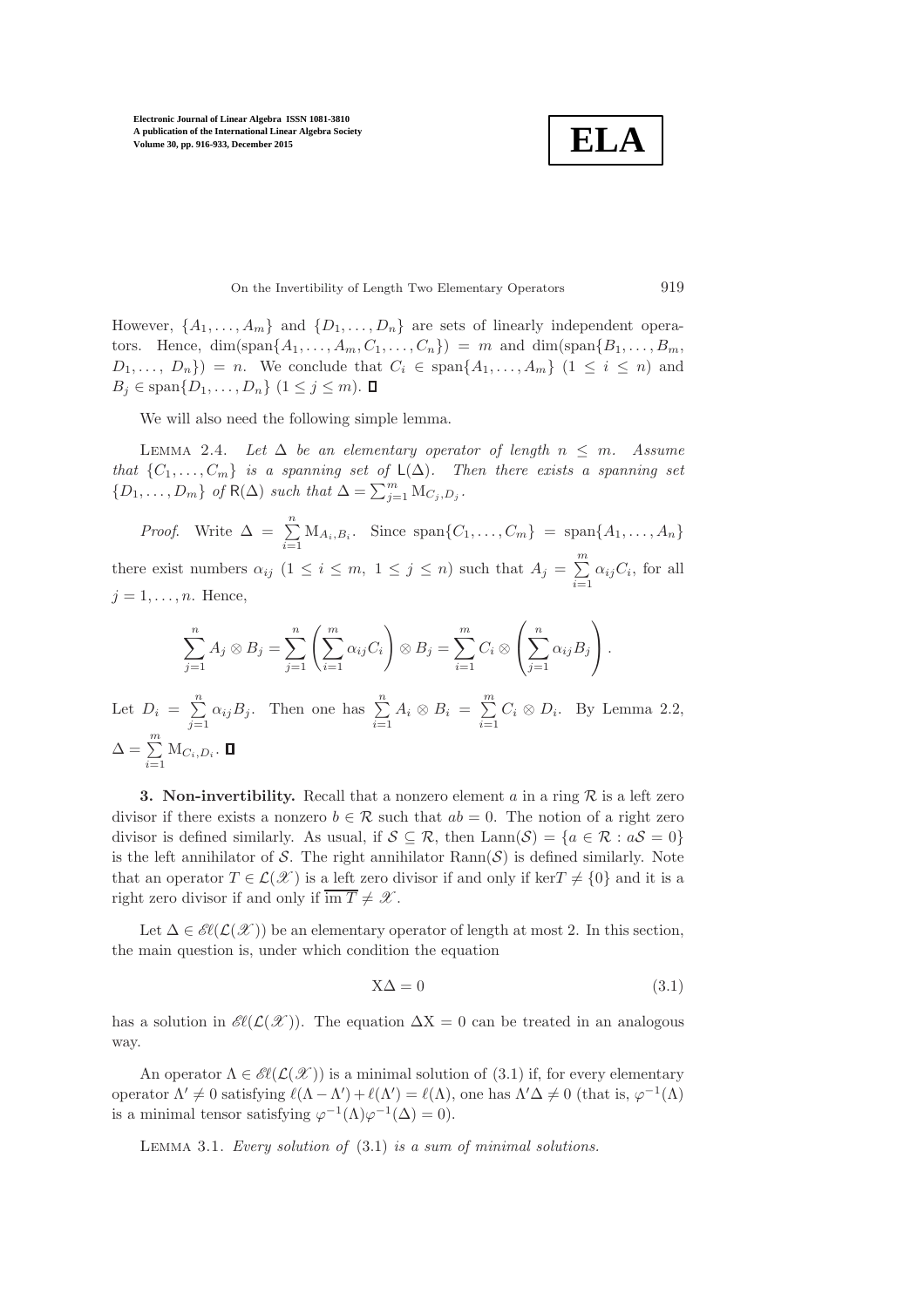However, $\{A_1, \ldots, A_m\}$ and $\{D_1, \ldots, D_n\}$ are sets of linearly independent operators. Hence, $\dim(\text{span}\{A_1, \ldots, A_m, C_1, \ldots, C_n\}) = m$ and $\dim(\text{span}\{B_1, \ldots, B_m, D_1, \ldots, D_n\}) = n$. We conclude that $C_i \in \text{span}\{A_1, \ldots, A_m\}$ $(1 \leq i \leq n)$ and $B_j \in \text{span}\{D_1, \ldots, D_n\}$ $(1 \leq j \leq m)$. ∎

We will also need the following simple lemma.

Lemma 2.4. *Let $\Delta$ be an elementary operator of length $n \leq m$. Assume that $\{C_1, \ldots, C_m\}$ is a spanning set of $\mathsf{L}(\Delta)$. Then there exists a spanning set $\{D_1, \ldots, D_m\}$ of $\mathsf{R}(\Delta)$ such that $\Delta = \sum_{j=1}^{m} \mathrm{M}_{C_j,D_j}$.*

*Proof.* Write $\Delta = \sum\limits_{i=1}^{n} \mathrm{M}_{A_i,B_i}$. Since $\text{span}\{C_1, \ldots, C_m\} = \text{span}\{A_1, \ldots, A_n\}$ there exist numbers $\alpha_{ij}$ $(1 \leq i \leq m,\ 1 \leq j \leq n)$ such that $A_j = \sum\limits_{i=1}^{m} \alpha_{ij} C_i$, for all $j = 1, \ldots, n$. Hence,

$$\sum_{j=1}^{n} A_j \otimes B_j = \sum_{j=1}^{n} \left( \sum_{i=1}^{m} \alpha_{ij} C_i \right) \otimes B_j = \sum_{i=1}^{m} C_i \otimes \left( \sum_{j=1}^{n} \alpha_{ij} B_j \right).$$

Let $D_i = \sum\limits_{j=1}^{n} \alpha_{ij} B_j$. Then one has $\sum\limits_{i=1}^{n} A_i \otimes B_i = \sum\limits_{i=1}^{m} C_i \otimes D_i$. By Lemma 2.2, $\Delta = \sum\limits_{i=1}^{m} \mathrm{M}_{C_i,D_i}$. ∎

**3. Non-invertibility.** Recall that a nonzero element $a$ in a ring $\mathcal{R}$ is a left zero divisor if there exists a nonzero $b \in \mathcal{R}$ such that $ab = 0$. The notion of a right zero divisor is defined similarly. As usual, if $\mathcal{S} \subseteq \mathcal{R}$, then $\text{Lann}(\mathcal{S}) = \{a \in \mathcal{R} : a\mathcal{S} = 0\}$ is the left annihilator of $\mathcal{S}$. The right annihilator $\text{Rann}(\mathcal{S})$ is defined similarly. Note that an operator $T \in \mathcal{L}(\mathscr{X})$ is a left zero divisor if and only if $\ker T \neq \{0\}$ and it is a right zero divisor if and only if $\overline{\text{im}\, T} \neq \mathscr{X}$.

Let $\Delta \in \mathscr{E}\ell(\mathcal{L}(\mathscr{X}))$ be an elementary operator of length at most 2. In this section, the main question is, under which condition the equation

$$\mathrm{X}\Delta = 0 \tag{3.1}$$

has a solution in $\mathscr{E}\ell(\mathcal{L}(\mathscr{X}))$. The equation $\Delta\mathrm{X} = 0$ can be treated in an analogous way.

An operator $\Lambda \in \mathscr{E}\ell(\mathcal{L}(\mathscr{X}))$ is a minimal solution of (3.1) if, for every elementary operator $\Lambda' \neq 0$ satisfying $\ell(\Lambda - \Lambda') + \ell(\Lambda') = \ell(\Lambda)$, one has $\Lambda'\Delta \neq 0$ (that is, $\varphi^{-1}(\Lambda)$ is a minimal tensor satisfying $\varphi^{-1}(\Lambda)\varphi^{-1}(\Delta) = 0$).

Lemma 3.1. *Every solution of* (3.1) *is a sum of minimal solutions.*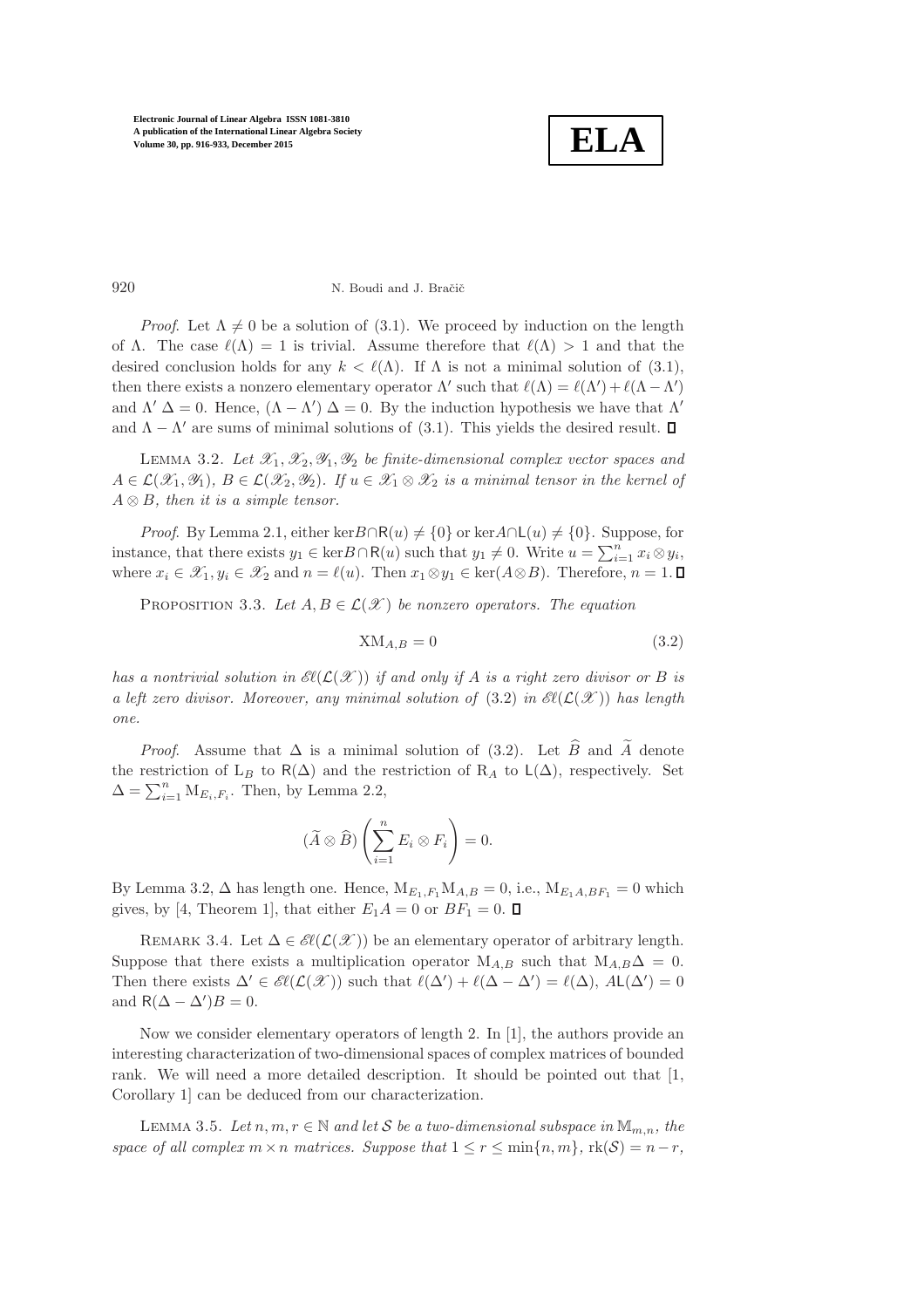*Proof.* Let $\Lambda \neq 0$ be a solution of (3.1). We proceed by induction on the length of $\Lambda$. The case $\ell(\Lambda) = 1$ is trivial. Assume therefore that $\ell(\Lambda) > 1$ and that the desired conclusion holds for any $k < \ell(\Lambda)$. If $\Lambda$ is not a minimal solution of (3.1), then there exists a nonzero elementary operator $\Lambda'$ such that $\ell(\Lambda) = \ell(\Lambda') + \ell(\Lambda - \Lambda')$ and $\Lambda' \, \Delta = 0$. Hence, $(\Lambda - \Lambda') \, \Delta = 0$. By the induction hypothesis we have that $\Lambda'$ and $\Lambda - \Lambda'$ are sums of minimal solutions of (3.1). This yields the desired result. $\square$

LEMMA 3.2. *Let $\mathscr{X}_1, \mathscr{X}_2, \mathscr{Y}_1, \mathscr{Y}_2$ be finite-dimensional complex vector spaces and $A \in \mathcal{L}(\mathscr{X}_1, \mathscr{Y}_1)$, $B \in \mathcal{L}(\mathscr{X}_2, \mathscr{Y}_2)$. If $u \in \mathscr{X}_1 \otimes \mathscr{X}_2$ is a minimal tensor in the kernel of $A \otimes B$, then it is a simple tensor.*

*Proof.* By Lemma 2.1, either $\ker B \cap \mathsf{R}(u) \neq \{0\}$ or $\ker A \cap \mathsf{L}(u) \neq \{0\}$. Suppose, for instance, that there exists $y_1 \in \ker B \cap \mathsf{R}(u)$ such that $y_1 \neq 0$. Write $u = \sum_{i=1}^n x_i \otimes y_i$, where $x_i \in \mathscr{X}_1, y_i \in \mathscr{X}_2$ and $n = \ell(u)$. Then $x_1 \otimes y_1 \in \ker(A \otimes B)$. Therefore, $n = 1$. $\square$

PROPOSITION 3.3. *Let $A, B \in \mathcal{L}(\mathscr{X})$ be nonzero operators. The equation*

$$\mathrm{XM}_{A,B} = 0 \tag{3.2}$$

*has a nontrivial solution in $\mathscr{E}\ell(\mathcal{L}(\mathscr{X}))$ if and only if $A$ is a right zero divisor or $B$ is a left zero divisor. Moreover, any minimal solution of (3.2) in $\mathscr{E}\ell(\mathcal{L}(\mathscr{X}))$ has length one.*

*Proof.* Assume that $\Delta$ is a minimal solution of (3.2). Let $\widehat{B}$ and $\widetilde{A}$ denote the restriction of $\mathrm{L}_B$ to $\mathsf{R}(\Delta)$ and the restriction of $\mathrm{R}_A$ to $\mathsf{L}(\Delta)$, respectively. Set $\Delta = \sum_{i=1}^n \mathrm{M}_{E_i, F_i}$. Then, by Lemma 2.2,

$$(\widetilde{A} \otimes \widehat{B}) \left( \sum_{i=1}^n E_i \otimes F_i \right) = 0.$$

By Lemma 3.2, $\Delta$ has length one. Hence, $\mathrm{M}_{E_1,F_1} \mathrm{M}_{A,B} = 0$, i.e., $\mathrm{M}_{E_1 A, B F_1} = 0$ which gives, by [4, Theorem 1], that either $E_1 A = 0$ or $B F_1 = 0$. $\square$

REMARK 3.4. Let $\Delta \in \mathscr{E}\ell(\mathcal{L}(\mathscr{X}))$ be an elementary operator of arbitrary length. Suppose that there exists a multiplication operator $\mathrm{M}_{A,B}$ such that $\mathrm{M}_{A,B} \Delta = 0$. Then there exists $\Delta' \in \mathscr{E}\ell(\mathcal{L}(\mathscr{X}))$ such that $\ell(\Delta') + \ell(\Delta - \Delta') = \ell(\Delta)$, $A \mathsf{L}(\Delta') = 0$ and $\mathsf{R}(\Delta - \Delta') B = 0$.

Now we consider elementary operators of length 2. In [1], the authors provide an interesting characterization of two-dimensional spaces of complex matrices of bounded rank. We will need a more detailed description. It should be pointed out that [1, Corollary 1] can be deduced from our characterization.

LEMMA 3.5. *Let $n, m, r \in \mathbb{N}$ and let $\mathcal{S}$ be a two-dimensional subspace in $\mathbb{M}_{m,n}$, the space of all complex $m \times n$ matrices. Suppose that $1 \leq r \leq \min\{n, m\}$, $\mathrm{rk}(\mathcal{S}) = n - r$,*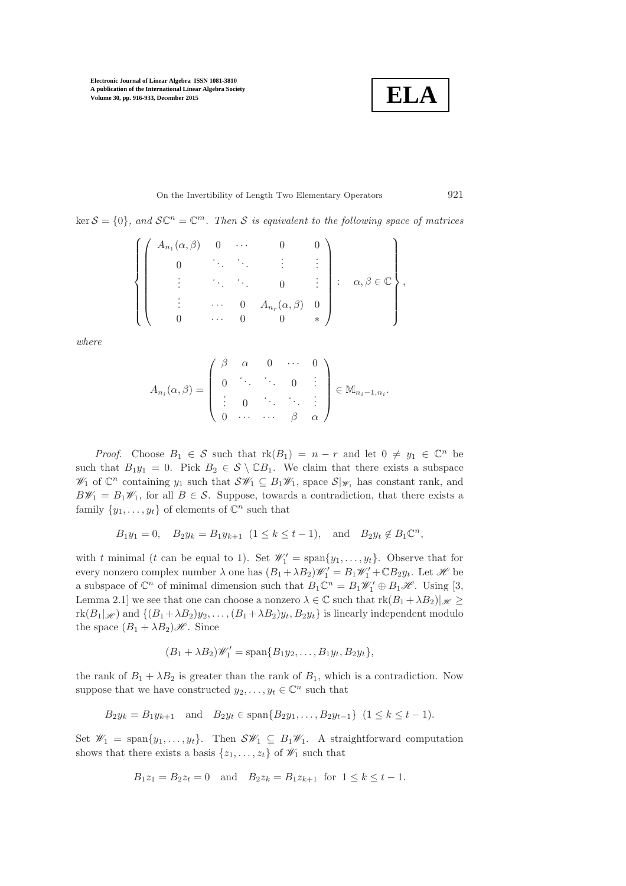$\ker \mathcal{S} = \{0\}$*, and* $\mathcal{S}\mathbb{C}^n = \mathbb{C}^m$*. Then* $\mathcal{S}$ *is equivalent to the following space of matrices*

$$
\left\{ \begin{pmatrix} A_{n_1}(\alpha,\beta) & 0 & \cdots & 0 & 0 \\ 0 & \ddots & \ddots & \vdots & \vdots \\ \vdots & \ddots & \ddots & 0 & \vdots \\ \vdots & \cdots & 0 & A_{n_r}(\alpha,\beta) & 0 \\ 0 & \cdots & 0 & 0 & * \end{pmatrix} : \quad \alpha, \beta \in \mathbb{C} \right\},
$$

*where*

$$
A_{n_i}(\alpha,\beta) = \begin{pmatrix} \beta & \alpha & 0 & \cdots & 0 \\ 0 & \ddots & \ddots & 0 & \vdots \\ \vdots & 0 & \ddots & \ddots & \vdots \\ 0 & \cdots & \cdots & \beta & \alpha \end{pmatrix} \in \mathbb{M}_{n_i-1,n_i}.
$$

*Proof.* Choose $B_1 \in \mathcal{S}$ such that $\mathrm{rk}(B_1) = n - r$ and let $0 \neq y_1 \in \mathbb{C}^n$ be such that $B_1 y_1 = 0$. Pick $B_2 \in \mathcal{S} \setminus \mathbb{C}B_1$. We claim that there exists a subspace $\mathscr{W}_1$ of $\mathbb{C}^n$ containing $y_1$ such that $\mathcal{S}\mathscr{W}_1 \subseteq B_1\mathscr{W}_1$, space $\mathcal{S}|_{\mathscr{W}_1}$ has constant rank, and $B\mathscr{W}_1 = B_1\mathscr{W}_1$, for all $B \in \mathcal{S}$. Suppose, towards a contradiction, that there exists a family $\{y_1, \ldots, y_t\}$ of elements of $\mathbb{C}^n$ such that

$$
B_1 y_1 = 0, \quad B_2 y_k = B_1 y_{k+1} \ (1 \le k \le t-1), \quad \text{and} \quad B_2 y_t \notin B_1\mathbb{C}^n,
$$

with $t$ minimal ($t$ can be equal to 1). Set $\mathscr{W}_1' = \mathrm{span}\{y_1, \ldots, y_t\}$. Observe that for every nonzero complex number $\lambda$ one has $(B_1 + \lambda B_2)\mathscr{W}_1' = B_1\mathscr{W}_1' + \mathbb{C}B_2 y_t$. Let $\mathscr{H}$ be a subspace of $\mathbb{C}^n$ of minimal dimension such that $B_1\mathbb{C}^n = B_1\mathscr{W}_1' \oplus B_1\mathscr{H}$. Using [3, Lemma 2.1] we see that one can choose a nonzero $\lambda \in \mathbb{C}$ such that $\mathrm{rk}(B_1 + \lambda B_2)|_{\mathscr{H}} \geq \mathrm{rk}(B_1|_{\mathscr{H}})$ and $\{(B_1 + \lambda B_2)y_2, \ldots, (B_1 + \lambda B_2)y_t, B_2 y_t\}$ is linearly independent modulo the space $(B_1 + \lambda B_2)\mathscr{H}$. Since

$$
(B_1 + \lambda B_2)\mathscr{W}_1' = \mathrm{span}\{B_1 y_2, \ldots, B_1 y_t, B_2 y_t\},
$$

the rank of $B_1 + \lambda B_2$ is greater than the rank of $B_1$, which is a contradiction. Now suppose that we have constructed $y_2, \ldots, y_t \in \mathbb{C}^n$ such that

$$
B_2 y_k = B_1 y_{k+1} \quad \text{and} \quad B_2 y_t \in \mathrm{span}\{B_2 y_1, \ldots, B_2 y_{t-1}\} \ (1 \le k \le t-1).
$$

Set $\mathscr{W}_1 = \mathrm{span}\{y_1, \ldots, y_t\}$. Then $\mathcal{S}\mathscr{W}_1 \subseteq B_1\mathscr{W}_1$. A straightforward computation shows that there exists a basis $\{z_1, \ldots, z_t\}$ of $\mathscr{W}_1$ such that

$$
B_1 z_1 = B_2 z_t = 0 \quad \text{and} \quad B_2 z_k = B_1 z_{k+1} \ \text{for} \ 1 \le k \le t-1.
$$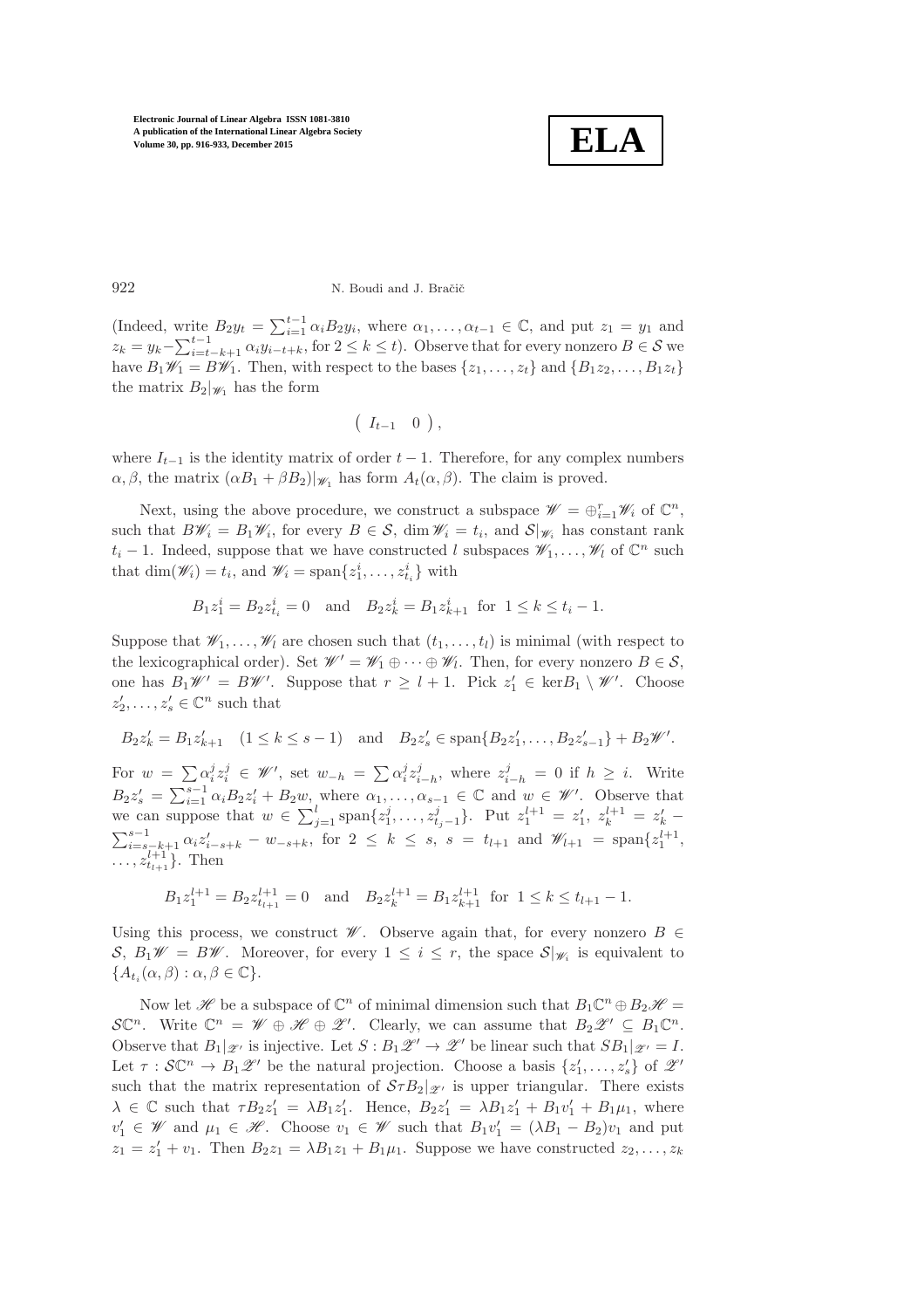(Indeed, write $B_2 y_t = \sum_{i=1}^{t-1} \alpha_i B_2 y_i$, where $\alpha_1, \ldots, \alpha_{t-1} \in \mathbb{C}$, and put $z_1 = y_1$ and $z_k = y_k - \sum_{i=t-k+1}^{t-1} \alpha_i y_{i-t+k}$, for $2 \le k \le t$). Observe that for every nonzero $B \in \mathcal{S}$ we have $B_1 \mathscr{W}_1 = B\mathscr{W}_1$. Then, with respect to the bases $\{z_1, \ldots, z_t\}$ and $\{B_1 z_2, \ldots, B_1 z_t\}$ the matrix $B_2|_{\mathscr{W}_1}$ has the form

$$\begin{pmatrix} I_{t-1} & 0 \end{pmatrix},$$

where $I_{t-1}$ is the identity matrix of order $t-1$. Therefore, for any complex numbers $\alpha, \beta$, the matrix $(\alpha B_1 + \beta B_2)|_{\mathscr{W}_1}$ has form $A_t(\alpha, \beta)$. The claim is proved.

Next, using the above procedure, we construct a subspace $\mathscr{W} = \oplus_{i=1}^{r} \mathscr{W}_i$ of $\mathbb{C}^n$, such that $B\mathscr{W}_i = B_1 \mathscr{W}_i$, for every $B \in \mathcal{S}$, $\dim \mathscr{W}_i = t_i$, and $\mathcal{S}|_{\mathscr{W}_i}$ has constant rank $t_i - 1$. Indeed, suppose that we have constructed $l$ subspaces $\mathscr{W}_1, \ldots, \mathscr{W}_l$ of $\mathbb{C}^n$ such that $\dim(\mathscr{W}_i) = t_i$, and $\mathscr{W}_i = \operatorname{span}\{z_1^i, \ldots, z_{t_i}^i\}$ with

$$B_1 z_1^i = B_2 z_{t_i}^i = 0 \quad \text{and} \quad B_2 z_k^i = B_1 z_{k+1}^i \ \text{ for } \ 1 \le k \le t_i - 1.$$

Suppose that $\mathscr{W}_1, \ldots, \mathscr{W}_l$ are chosen such that $(t_1, \ldots, t_l)$ is minimal (with respect to the lexicographical order). Set $\mathscr{W}' = \mathscr{W}_1 \oplus \cdots \oplus \mathscr{W}_l$. Then, for every nonzero $B \in \mathcal{S}$, one has $B_1 \mathscr{W}' = B\mathscr{W}'$. Suppose that $r \ge l+1$. Pick $z_1' \in \ker B_1 \setminus \mathscr{W}'$. Choose $z_2', \ldots, z_s' \in \mathbb{C}^n$ such that

$$B_2 z_k' = B_1 z_{k+1}' \quad (1 \le k \le s-1) \quad \text{and} \quad B_2 z_s' \in \operatorname{span}\{B_2 z_1', \ldots, B_2 z_{s-1}'\} + B_2 \mathscr{W}'.$$

For $w = \sum \alpha_i^j z_i^j \in \mathscr{W}'$, set $w_{-h} = \sum \alpha_i^j z_{i-h}^j$, where $z_{i-h}^j = 0$ if $h \ge i$. Write $B_2 z_s' = \sum_{i=1}^{s-1} \alpha_i B_2 z_i' + B_2 w$, where $\alpha_1, \ldots, \alpha_{s-1} \in \mathbb{C}$ and $w \in \mathscr{W}'$. Observe that we can suppose that $w \in \sum_{j=1}^{l} \operatorname{span}\{z_1^j, \ldots, z_{t_j-1}^j\}$. Put $z_1^{l+1} = z_1'$, $z_k^{l+1} = z_k' - \sum_{i=s-k+1}^{s-1} \alpha_i z_{i-s+k}' - w_{-s+k}$, for $2 \le k \le s$, $s = t_{l+1}$ and $\mathscr{W}_{l+1} = \operatorname{span}\{z_1^{l+1}, \ldots, z_{t_{l+1}}^{l+1}\}$. Then

$$B_1 z_1^{l+1} = B_2 z_{t_{l+1}}^{l+1} = 0 \quad \text{and} \quad B_2 z_k^{l+1} = B_1 z_{k+1}^{l+1} \ \text{ for } \ 1 \le k \le t_{l+1} - 1.$$

Using this process, we construct $\mathscr{W}$. Observe again that, for every nonzero $B \in \mathcal{S}$, $B_1 \mathscr{W} = B\mathscr{W}$. Moreover, for every $1 \le i \le r$, the space $\mathcal{S}|_{\mathscr{W}_i}$ is equivalent to $\{A_{t_i}(\alpha, \beta) : \alpha, \beta \in \mathbb{C}\}$.

Now let $\mathscr{H}$ be a subspace of $\mathbb{C}^n$ of minimal dimension such that $B_1 \mathbb{C}^n \oplus B_2 \mathscr{H} = \mathcal{S}\mathbb{C}^n$. Write $\mathbb{C}^n = \mathscr{W} \oplus \mathscr{H} \oplus \mathscr{Z}'$. Clearly, we can assume that $B_2 \mathscr{Z}' \subseteq B_1 \mathbb{C}^n$. Observe that $B_1|_{\mathscr{Z}'}$ is injective. Let $S : B_1 \mathscr{Z}' \to \mathscr{Z}'$ be linear such that $SB_1|_{\mathscr{Z}'} = I$. Let $\tau : \mathcal{S}\mathbb{C}^n \to B_1 \mathscr{Z}'$ be the natural projection. Choose a basis $\{z_1', \ldots, z_s'\}$ of $\mathscr{Z}'$ such that the matrix representation of $\mathcal{S}\tau B_2|_{\mathscr{Z}'}$ is upper triangular. There exists $\lambda \in \mathbb{C}$ such that $\tau B_2 z_1' = \lambda B_1 z_1'$. Hence, $B_2 z_1' = \lambda B_1 z_1' + B_1 v_1' + B_1 \mu_1$, where $v_1' \in \mathscr{W}$ and $\mu_1 \in \mathscr{H}$. Choose $v_1 \in \mathscr{W}$ such that $B_1 v_1' = (\lambda B_1 - B_2) v_1$ and put $z_1 = z_1' + v_1$. Then $B_2 z_1 = \lambda B_1 z_1 + B_1 \mu_1$. Suppose we have constructed $z_2, \ldots, z_k$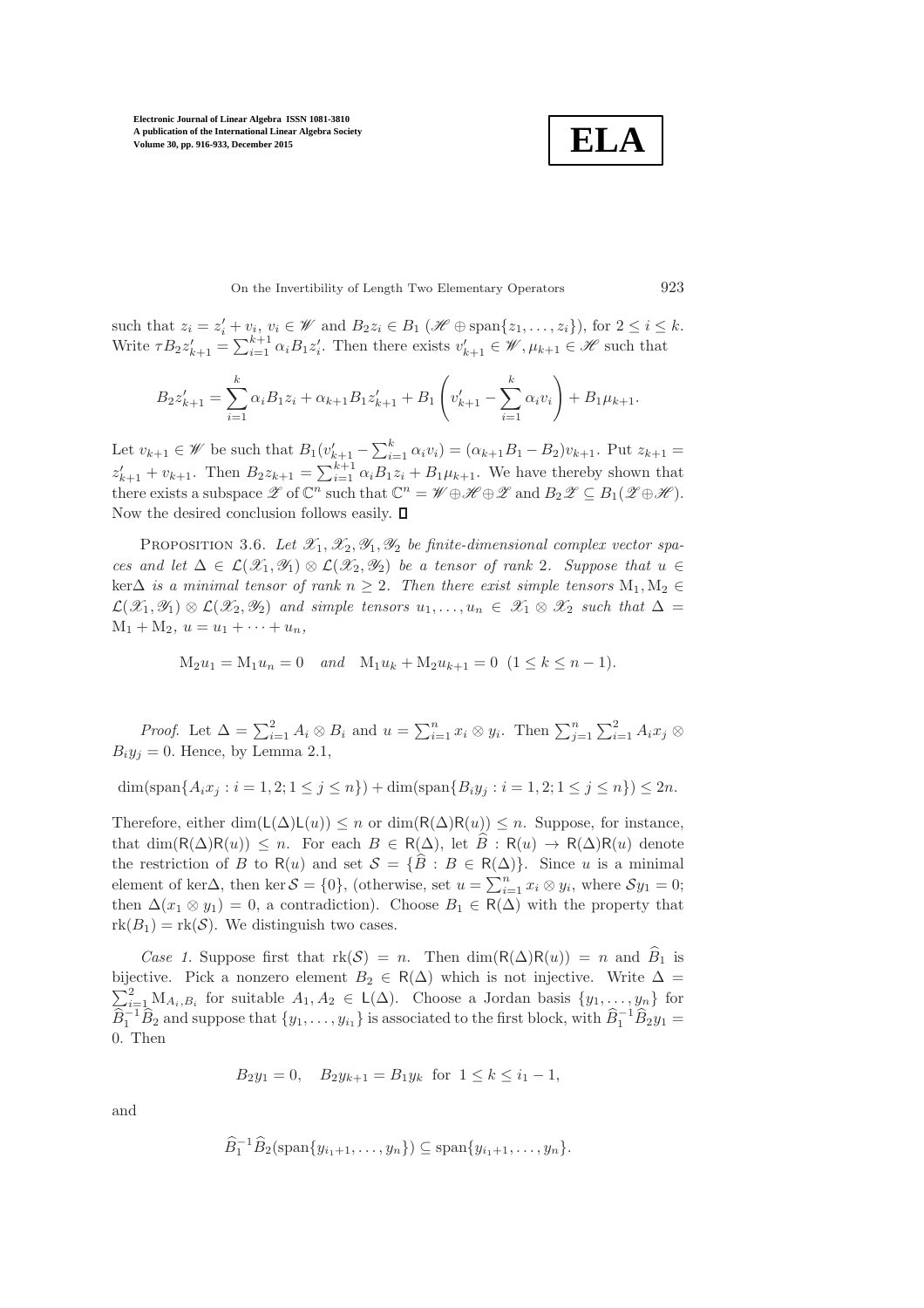such that $z_i = z_i' + v_i$, $v_i \in \mathscr{W}$ and $B_2 z_i \in B_1(\mathscr{H} \oplus \operatorname{span}\{z_1, \ldots, z_i\})$, for $2 \leq i \leq k$. Write $\tau B_2 z_{k+1}' = \sum_{i=1}^{k+1} \alpha_i B_1 z_i'$. Then there exists $v_{k+1}' \in \mathscr{W}, \mu_{k+1} \in \mathscr{H}$ such that

$$B_2 z_{k+1}' = \sum_{i=1}^{k} \alpha_i B_1 z_i + \alpha_{k+1} B_1 z_{k+1}' + B_1 \left( v_{k+1}' - \sum_{i=1}^{k} \alpha_i v_i \right) + B_1 \mu_{k+1}.$$

Let $v_{k+1} \in \mathscr{W}$ be such that $B_1(v_{k+1}' - \sum_{i=1}^{k} \alpha_i v_i) = (\alpha_{k+1} B_1 - B_2) v_{k+1}$. Put $z_{k+1} = z_{k+1}' + v_{k+1}$. Then $B_2 z_{k+1} = \sum_{i=1}^{k+1} \alpha_i B_1 z_i + B_1 \mu_{k+1}$. We have thereby shown that there exists a subspace $\mathscr{Z}$ of $\mathbb{C}^n$ such that $\mathbb{C}^n = \mathscr{W} \oplus \mathscr{H} \oplus \mathscr{Z}$ and $B_2 \mathscr{Z} \subseteq B_1(\mathscr{Z} \oplus \mathscr{H})$. Now the desired conclusion follows easily. $\square$

Proposition 3.6. *Let $\mathscr{X}_1, \mathscr{X}_2, \mathscr{Y}_1, \mathscr{Y}_2$ be finite-dimensional complex vector spaces and let $\Delta \in \mathcal{L}(\mathscr{X}_1, \mathscr{Y}_1) \otimes \mathcal{L}(\mathscr{X}_2, \mathscr{Y}_2)$ be a tensor of rank 2. Suppose that $u \in \ker\Delta$ is a minimal tensor of rank $n \geq 2$. Then there exist simple tensors $\mathrm{M}_1, \mathrm{M}_2 \in \mathcal{L}(\mathscr{X}_1, \mathscr{Y}_1) \otimes \mathcal{L}(\mathscr{X}_2, \mathscr{Y}_2)$ and simple tensors $u_1, \ldots, u_n \in \mathscr{X}_1 \otimes \mathscr{X}_2$ such that $\Delta = \mathrm{M}_1 + \mathrm{M}_2$, $u = u_1 + \cdots + u_n$,*

$$\mathrm{M}_2 u_1 = \mathrm{M}_1 u_n = 0 \quad \textit{and} \quad \mathrm{M}_1 u_k + \mathrm{M}_2 u_{k+1} = 0 \;\; (1 \leq k \leq n-1).$$

*Proof.* Let $\Delta = \sum_{i=1}^{2} A_i \otimes B_i$ and $u = \sum_{i=1}^{n} x_i \otimes y_i$. Then $\sum_{j=1}^{n} \sum_{i=1}^{2} A_i x_j \otimes B_i y_j = 0$. Hence, by Lemma 2.1,

$$\dim(\operatorname{span}\{A_i x_j : i = 1, 2; 1 \leq j \leq n\}) + \dim(\operatorname{span}\{B_i y_j : i = 1, 2; 1 \leq j \leq n\}) \leq 2n.$$

Therefore, either $\dim(\mathsf{L}(\Delta)\mathsf{L}(u)) \leq n$ or $\dim(\mathsf{R}(\Delta)\mathsf{R}(u)) \leq n$. Suppose, for instance, that $\dim(\mathsf{R}(\Delta)\mathsf{R}(u)) \leq n$. For each $B \in \mathsf{R}(\Delta)$, let $\widehat{B} : \mathsf{R}(u) \to \mathsf{R}(\Delta)\mathsf{R}(u)$ denote the restriction of $B$ to $\mathsf{R}(u)$ and set $\mathcal{S} = \{\widehat{B} : B \in \mathsf{R}(\Delta)\}$. Since $u$ is a minimal element of $\ker\Delta$, then $\ker \mathcal{S} = \{0\}$, (otherwise, set $u = \sum_{i=1}^{n} x_i \otimes y_i$, where $\mathcal{S} y_1 = 0$; then $\Delta(x_1 \otimes y_1) = 0$, a contradiction). Choose $B_1 \in \mathsf{R}(\Delta)$ with the property that $\operatorname{rk}(B_1) = \operatorname{rk}(\mathcal{S})$. We distinguish two cases.

*Case 1.* Suppose first that $\operatorname{rk}(\mathcal{S}) = n$. Then $\dim(\mathsf{R}(\Delta)\mathsf{R}(u)) = n$ and $\widehat{B}_1$ is bijective. Pick a nonzero element $B_2 \in \mathsf{R}(\Delta)$ which is not injective. Write $\Delta = \sum_{i=1}^{2} \mathrm{M}_{A_i, B_i}$ for suitable $A_1, A_2 \in \mathsf{L}(\Delta)$. Choose a Jordan basis $\{y_1, \ldots, y_n\}$ for $\widehat{B}_1^{-1} \widehat{B}_2$ and suppose that $\{y_1, \ldots, y_{i_1}\}$ is associated to the first block, with $\widehat{B}_1^{-1} \widehat{B}_2 y_1 = 0$. Then

$$B_2 y_1 = 0, \quad B_2 y_{k+1} = B_1 y_k \;\text{ for }\; 1 \leq k \leq i_1 - 1,$$

and

$$\widehat{B}_1^{-1} \widehat{B}_2(\operatorname{span}\{y_{i_1+1}, \ldots, y_n\}) \subseteq \operatorname{span}\{y_{i_1+1}, \ldots, y_n\}.$$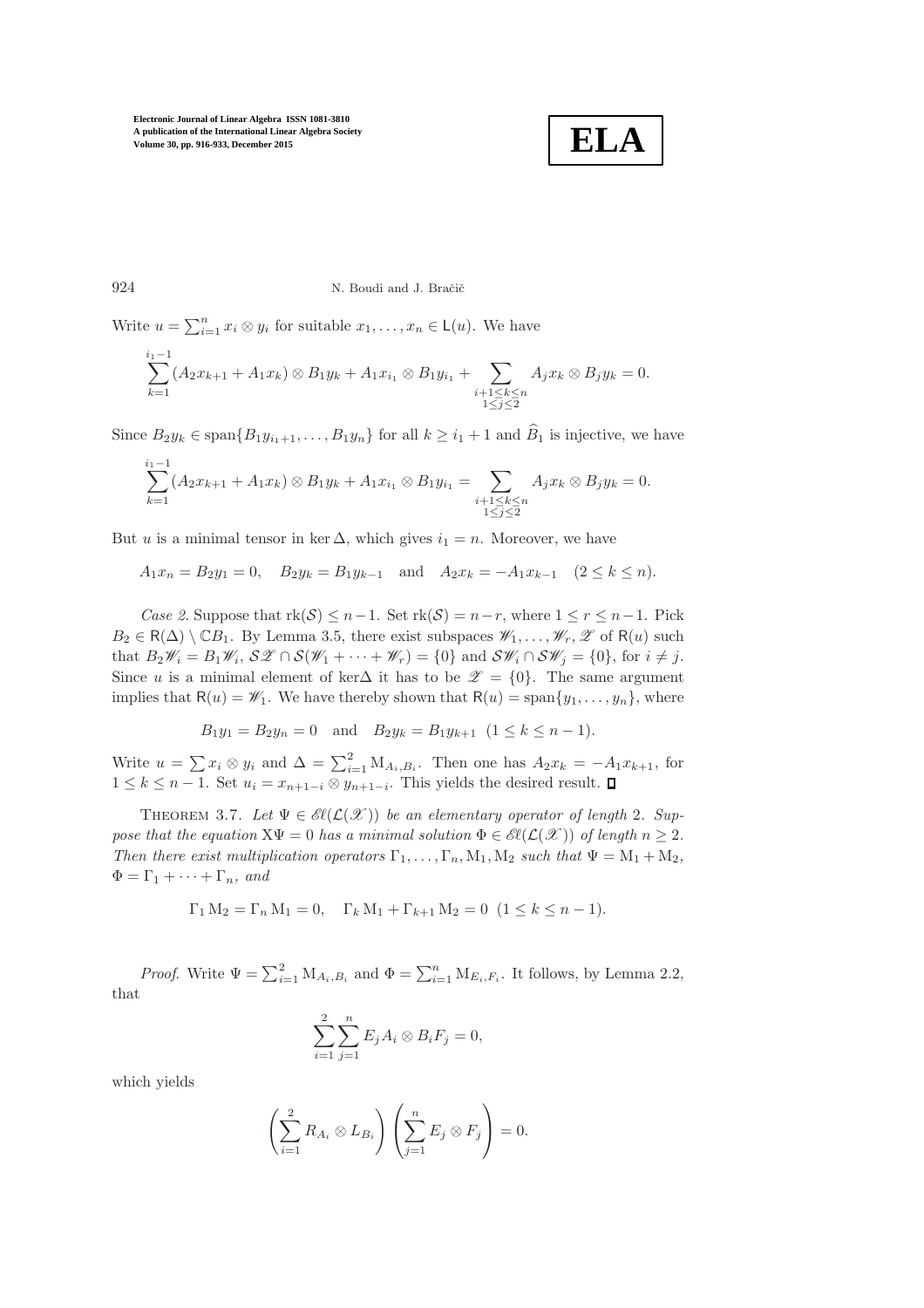Write $u = \sum_{i=1}^n x_i \otimes y_i$ for suitable $x_1, \ldots, x_n \in \mathsf{L}(u)$. We have

$$\sum_{k=1}^{i_1-1} (A_2 x_{k+1} + A_1 x_k) \otimes B_1 y_k + A_1 x_{i_1} \otimes B_1 y_{i_1} + \sum_{\substack{i+1 \le k \le n \\ 1 \le j \le 2}} A_j x_k \otimes B_j y_k = 0.$$

Since $B_2 y_k \in \operatorname{span}\{B_1 y_{i_1+1}, \ldots, B_1 y_n\}$ for all $k \geq i_1 + 1$ and $\widehat{B}_1$ is injective, we have

$$\sum_{k=1}^{i_1-1} (A_2 x_{k+1} + A_1 x_k) \otimes B_1 y_k + A_1 x_{i_1} \otimes B_1 y_{i_1} = \sum_{\substack{i+1 \le k \le n \\ 1 \le j \le 2}} A_j x_k \otimes B_j y_k = 0.$$

But $u$ is a minimal tensor in $\ker \Delta$, which gives $i_1 = n$. Moreover, we have

$$A_1 x_n = B_2 y_1 = 0, \quad B_2 y_k = B_1 y_{k-1} \quad \text{and} \quad A_2 x_k = -A_1 x_{k-1} \quad (2 \le k \le n).$$

*Case 2.* Suppose that $\operatorname{rk}(\mathcal{S}) \le n-1$. Set $\operatorname{rk}(\mathcal{S}) = n-r$, where $1 \le r \le n-1$. Pick $B_2 \in \mathsf{R}(\Delta) \setminus \mathbb{C}B_1$. By Lemma 3.5, there exist subspaces $\mathscr{W}_1, \ldots, \mathscr{W}_r, \mathscr{Z}$ of $\mathsf{R}(u)$ such that $B_2 \mathscr{W}_i = B_1 \mathscr{W}_i$, $\mathcal{S}\mathscr{Z} \cap \mathcal{S}(\mathscr{W}_1 + \cdots + \mathscr{W}_r) = \{0\}$ and $\mathcal{S}\mathscr{W}_i \cap \mathcal{S}\mathscr{W}_j = \{0\}$, for $i \neq j$. Since $u$ is a minimal element of $\ker\Delta$ it has to be $\mathscr{Z} = \{0\}$. The same argument implies that $\mathsf{R}(u) = \mathscr{W}_1$. We have thereby shown that $\mathsf{R}(u) = \operatorname{span}\{y_1, \ldots, y_n\}$, where

$$B_1 y_1 = B_2 y_n = 0 \quad \text{and} \quad B_2 y_k = B_1 y_{k+1} \;\; (1 \le k \le n-1).$$

Write $u = \sum x_i \otimes y_i$ and $\Delta = \sum_{i=1}^2 \mathrm{M}_{A_i,B_i}$. Then one has $A_2 x_k = -A_1 x_{k+1}$, for $1 \le k \le n-1$. Set $u_i = x_{n+1-i} \otimes y_{n+1-i}$. This yields the desired result. ∎

Theorem 3.7. *Let $\Psi \in \mathscr{E}\ell(\mathcal{L}(\mathscr{X}))$ be an elementary operator of length 2. Suppose that the equation $\mathrm{X}\Psi = 0$ has a minimal solution $\Phi \in \mathscr{E}\ell(\mathcal{L}(\mathscr{X}))$ of length $n \ge 2$. Then there exist multiplication operators $\Gamma_1, \ldots, \Gamma_n, \mathrm{M}_1, \mathrm{M}_2$ such that $\Psi = \mathrm{M}_1 + \mathrm{M}_2$, $\Phi = \Gamma_1 + \cdots + \Gamma_n$, and*

$$\Gamma_1 \mathrm{M}_2 = \Gamma_n \mathrm{M}_1 = 0, \quad \Gamma_k \mathrm{M}_1 + \Gamma_{k+1} \mathrm{M}_2 = 0 \;\; (1 \le k \le n-1).$$

*Proof.* Write $\Psi = \sum_{i=1}^2 \mathrm{M}_{A_i,B_i}$ and $\Phi = \sum_{i=1}^n \mathrm{M}_{E_i,F_i}$. It follows, by Lemma 2.2, that

$$\sum_{i=1}^2 \sum_{j=1}^n E_j A_i \otimes B_i F_j = 0,$$

which yields

$$\left( \sum_{i=1}^2 R_{A_i} \otimes L_{B_i} \right) \left( \sum_{j=1}^n E_j \otimes F_j \right) = 0.$$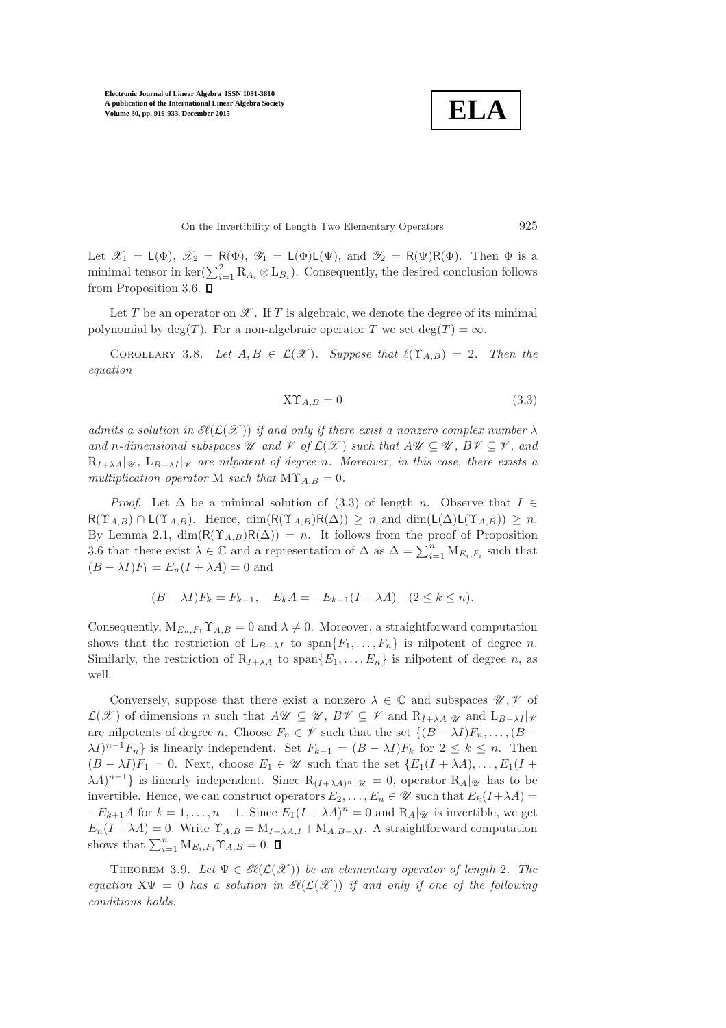Let $\mathscr{X}_1 = \mathsf{L}(\Phi)$, $\mathscr{X}_2 = \mathsf{R}(\Phi)$, $\mathscr{Y}_1 = \mathsf{L}(\Phi)\mathsf{L}(\Psi)$, and $\mathscr{Y}_2 = \mathsf{R}(\Psi)\mathsf{R}(\Phi)$. Then $\Phi$ is a minimal tensor in $\ker(\sum_{i=1}^2 \mathrm{R}_{A_i} \otimes \mathrm{L}_{B_i})$. Consequently, the desired conclusion follows from Proposition 3.6. $\square$

Let $T$ be an operator on $\mathscr{X}$. If $T$ is algebraic, we denote the degree of its minimal polynomial by $\deg(T)$. For a non-algebraic operator $T$ we set $\deg(T) = \infty$.

Corollary 3.8. *Let $A, B \in \mathcal{L}(\mathscr{X})$. Suppose that $\ell(\Upsilon_{A,B}) = 2$. Then the equation*

$$\mathrm{X}\Upsilon_{A,B} = 0 \tag{3.3}$$

*admits a solution in $\mathscr{E}\ell(\mathcal{L}(\mathscr{X}))$ if and only if there exist a nonzero complex number $\lambda$ and $n$-dimensional subspaces $\mathscr{U}$ and $\mathscr{V}$ of $\mathcal{L}(\mathscr{X})$ such that $A\mathscr{U} \subseteq \mathscr{U}$, $B\mathscr{V} \subseteq \mathscr{V}$, and $\mathrm{R}_{I+\lambda A}|_{\mathscr{U}}$, $\mathrm{L}_{B-\lambda I}|_{\mathscr{V}}$ are nilpotent of degree $n$. Moreover, in this case, there exists a multiplication operator $\mathrm{M}$ such that $\mathrm{M}\Upsilon_{A,B} = 0$.*

*Proof.* Let $\Delta$ be a minimal solution of (3.3) of length $n$. Observe that $I \in \mathsf{R}(\Upsilon_{A,B}) \cap \mathsf{L}(\Upsilon_{A,B})$. Hence, $\dim(\mathsf{R}(\Upsilon_{A,B})\mathsf{R}(\Delta)) \geq n$ and $\dim(\mathsf{L}(\Delta)\mathsf{L}(\Upsilon_{A,B})) \geq n$. By Lemma 2.1, $\dim(\mathsf{R}(\Upsilon_{A,B})\mathsf{R}(\Delta)) = n$. It follows from the proof of Proposition 3.6 that there exist $\lambda \in \mathbb{C}$ and a representation of $\Delta$ as $\Delta = \sum_{i=1}^n \mathrm{M}_{E_i,F_i}$ such that $(B - \lambda I)F_1 = E_n(I + \lambda A) = 0$ and

$$(B - \lambda I)F_k = F_{k-1}, \quad E_k A = -E_{k-1}(I + \lambda A) \quad (2 \leq k \leq n).$$

Consequently, $\mathrm{M}_{E_n,F_1}\Upsilon_{A,B} = 0$ and $\lambda \neq 0$. Moreover, a straightforward computation shows that the restriction of $\mathrm{L}_{B-\lambda I}$ to $\mathrm{span}\{F_1, \ldots, F_n\}$ is nilpotent of degree $n$. Similarly, the restriction of $\mathrm{R}_{I+\lambda A}$ to $\mathrm{span}\{E_1, \ldots, E_n\}$ is nilpotent of degree $n$, as well.

Conversely, suppose that there exist a nonzero $\lambda \in \mathbb{C}$ and subspaces $\mathscr{U}, \mathscr{V}$ of $\mathcal{L}(\mathscr{X})$ of dimensions $n$ such that $A\mathscr{U} \subseteq \mathscr{U}$, $B\mathscr{V} \subseteq \mathscr{V}$ and $\mathrm{R}_{I+\lambda A}|_{\mathscr{U}}$ and $\mathrm{L}_{B-\lambda I}|_{\mathscr{V}}$ are nilpotents of degree $n$. Choose $F_n \in \mathscr{V}$ such that the set $\{(B - \lambda I)F_n, \ldots, (B - \lambda I)^{n-1}F_n\}$ is linearly independent. Set $F_{k-1} = (B - \lambda I)F_k$ for $2 \leq k \leq n$. Then $(B - \lambda I)F_1 = 0$. Next, choose $E_1 \in \mathscr{U}$ such that the set $\{E_1(I + \lambda A), \ldots, E_1(I + \lambda A)^{n-1}\}$ is linearly independent. Since $\mathrm{R}_{(I+\lambda A)^n}|_{\mathscr{U}} = 0$, operator $\mathrm{R}_A|_{\mathscr{U}}$ has to be invertible. Hence, we can construct operators $E_2, \ldots, E_n \in \mathscr{U}$ such that $E_k(I+\lambda A) = -E_{k+1}A$ for $k = 1, \ldots, n-1$. Since $E_1(I + \lambda A)^n = 0$ and $\mathrm{R}_A|_{\mathscr{U}}$ is invertible, we get $E_n(I + \lambda A) = 0$. Write $\Upsilon_{A,B} = \mathrm{M}_{I+\lambda A,I} + \mathrm{M}_{A,B-\lambda I}$. A straightforward computation shows that $\sum_{i=1}^n \mathrm{M}_{E_i,F_i}\Upsilon_{A,B} = 0$. $\square$

Theorem 3.9. *Let $\Psi \in \mathscr{E}\ell(\mathcal{L}(\mathscr{X}))$ be an elementary operator of length 2. The equation $\mathrm{X}\Psi = 0$ has a solution in $\mathscr{E}\ell(\mathcal{L}(\mathscr{X}))$ if and only if one of the following conditions holds.*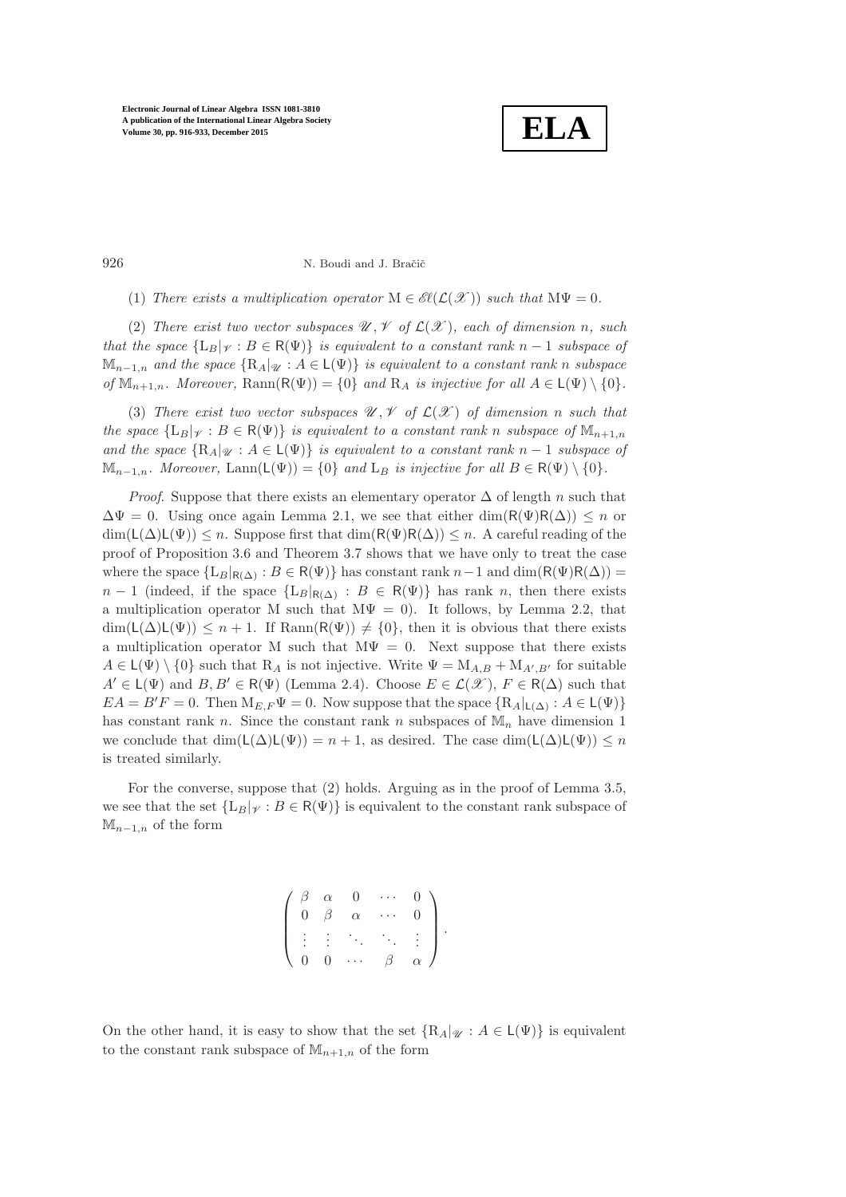(1) *There exists a multiplication operator* $\mathrm{M} \in \mathscr{E}\ell(\mathcal{L}(\mathscr{X}))$ *such that* $\mathrm{M}\Psi = 0$.

(2) *There exist two vector subspaces* $\mathscr{U}, \mathscr{V}$ *of* $\mathcal{L}(\mathscr{X})$*, each of dimension* $n$*, such that the space* $\{\mathrm{L}_B|_{\mathscr{V}} : B \in \mathsf{R}(\Psi)\}$ *is equivalent to a constant rank* $n-1$ *subspace of* $\mathbb{M}_{n-1,n}$ *and the space* $\{\mathrm{R}_A|_{\mathscr{U}} : A \in \mathsf{L}(\Psi)\}$ *is equivalent to a constant rank* $n$ *subspace of* $\mathbb{M}_{n+1,n}$*. Moreover,* $\mathrm{Rann}(\mathsf{R}(\Psi)) = \{0\}$ *and* $\mathrm{R}_A$ *is injective for all* $A \in \mathsf{L}(\Psi) \setminus \{0\}$.

(3) *There exist two vector subspaces* $\mathscr{U}, \mathscr{V}$ *of* $\mathcal{L}(\mathscr{X})$ *of dimension* $n$ *such that the space* $\{\mathrm{L}_B|_{\mathscr{V}} : B \in \mathsf{R}(\Psi)\}$ *is equivalent to a constant rank* $n$ *subspace of* $\mathbb{M}_{n+1,n}$ *and the space* $\{\mathrm{R}_A|_{\mathscr{U}} : A \in \mathsf{L}(\Psi)\}$ *is equivalent to a constant rank* $n-1$ *subspace of* $\mathbb{M}_{n-1,n}$*. Moreover,* $\mathrm{Lann}(\mathsf{L}(\Psi)) = \{0\}$ *and* $\mathrm{L}_B$ *is injective for all* $B \in \mathsf{R}(\Psi) \setminus \{0\}$.

*Proof.* Suppose that there exists an elementary operator $\Delta$ of length $n$ such that $\Delta\Psi = 0$. Using once again Lemma 2.1, we see that either $\dim(\mathsf{R}(\Psi)\mathsf{R}(\Delta)) \leq n$ or $\dim(\mathsf{L}(\Delta)\mathsf{L}(\Psi)) \leq n$. Suppose first that $\dim(\mathsf{R}(\Psi)\mathsf{R}(\Delta)) \leq n$. A careful reading of the proof of Proposition 3.6 and Theorem 3.7 shows that we have only to treat the case where the space $\{\mathrm{L}_B|_{\mathsf{R}(\Delta)} : B \in \mathsf{R}(\Psi)\}$ has constant rank $n-1$ and $\dim(\mathsf{R}(\Psi)\mathsf{R}(\Delta)) = n-1$ (indeed, if the space $\{\mathrm{L}_B|_{\mathsf{R}(\Delta)} : B \in \mathsf{R}(\Psi)\}$ has rank $n$, then there exists a multiplication operator M such that $\mathrm{M}\Psi = 0$). It follows, by Lemma 2.2, that $\dim(\mathsf{L}(\Delta)\mathsf{L}(\Psi)) \leq n+1$. If $\mathrm{Rann}(\mathsf{R}(\Psi)) \neq \{0\}$, then it is obvious that there exists a multiplication operator M such that $\mathrm{M}\Psi = 0$. Next suppose that there exists $A \in \mathsf{L}(\Psi) \setminus \{0\}$ such that $\mathrm{R}_A$ is not injective. Write $\Psi = \mathrm{M}_{A,B} + \mathrm{M}_{A',B'}$ for suitable $A' \in \mathsf{L}(\Psi)$ and $B, B' \in \mathsf{R}(\Psi)$ (Lemma 2.4). Choose $E \in \mathcal{L}(\mathscr{X})$, $F \in \mathsf{R}(\Delta)$ such that $EA = B'F = 0$. Then $\mathrm{M}_{E,F}\Psi = 0$. Now suppose that the space $\{\mathrm{R}_A|_{\mathsf{L}(\Delta)} : A \in \mathsf{L}(\Psi)\}$ has constant rank $n$. Since the constant rank $n$ subspaces of $\mathbb{M}_n$ have dimension 1 we conclude that $\dim(\mathsf{L}(\Delta)\mathsf{L}(\Psi)) = n+1$, as desired. The case $\dim(\mathsf{L}(\Delta)\mathsf{L}(\Psi)) \leq n$ is treated similarly.

For the converse, suppose that (2) holds. Arguing as in the proof of Lemma 3.5, we see that the set $\{\mathrm{L}_B|_{\mathscr{V}} : B \in \mathsf{R}(\Psi)\}$ is equivalent to the constant rank subspace of $\mathbb{M}_{n-1,n}$ of the form

$$\begin{pmatrix} \beta & \alpha & 0 & \cdots & 0 \\ 0 & \beta & \alpha & \cdots & 0 \\ \vdots & \vdots & \ddots & \ddots & \vdots \\ 0 & 0 & \cdots & \beta & \alpha \end{pmatrix}.$$

On the other hand, it is easy to show that the set $\{\mathrm{R}_A|_{\mathscr{U}} : A \in \mathsf{L}(\Psi)\}$ is equivalent to the constant rank subspace of $\mathbb{M}_{n+1,n}$ of the form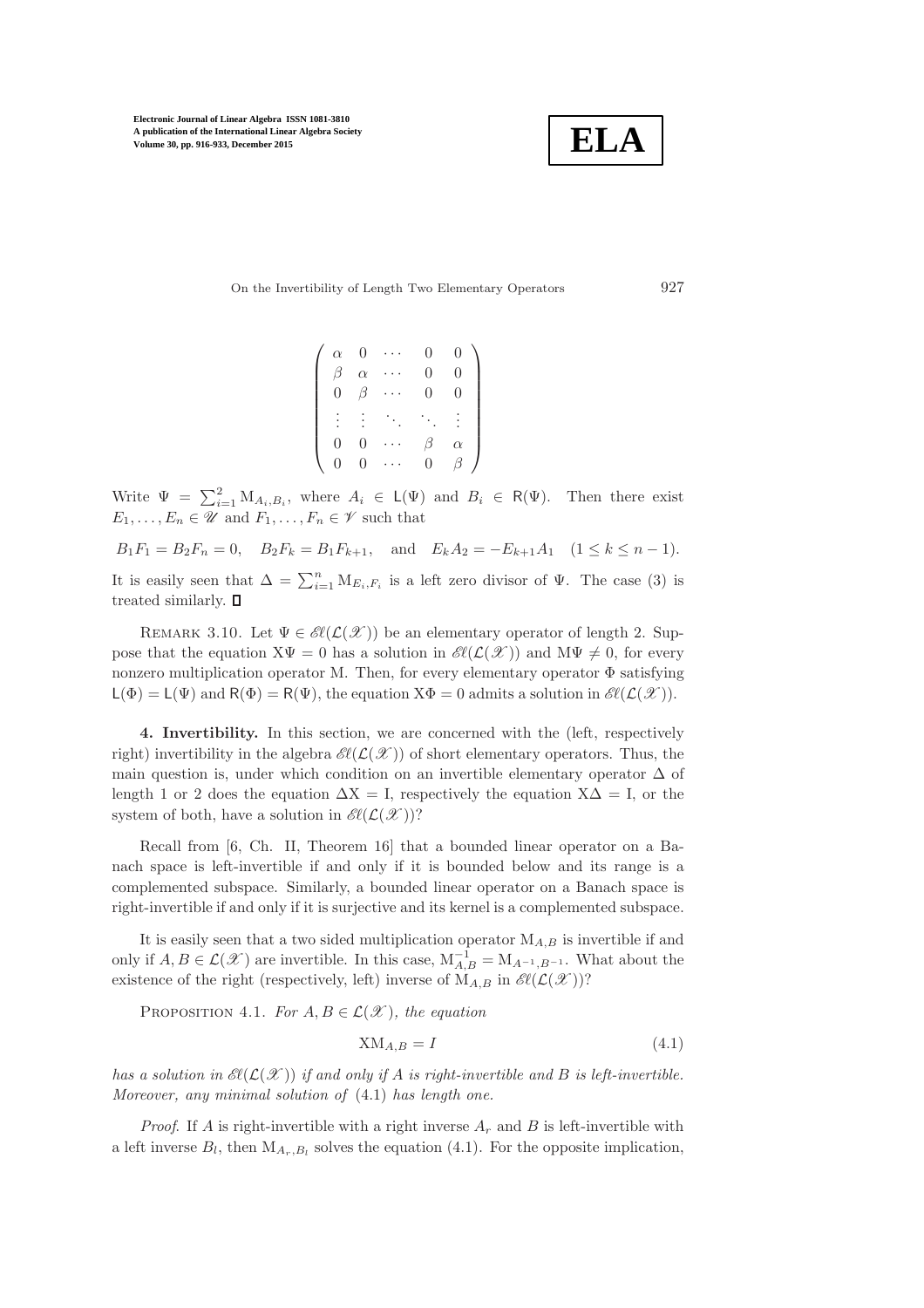$$
\begin{pmatrix}
\alpha & 0 & \cdots & 0 & 0 \\
\beta & \alpha & \cdots & 0 & 0 \\
0 & \beta & \cdots & 0 & 0 \\
\vdots & \vdots & \ddots & \ddots & \vdots \\
0 & 0 & \cdots & \beta & \alpha \\
0 & 0 & \cdots & 0 & \beta
\end{pmatrix}
$$

Write $\Psi = \sum_{i=1}^{2} \mathrm{M}_{A_i,B_i}$, where $A_i \in \mathsf{L}(\Psi)$ and $B_i \in \mathsf{R}(\Psi)$. Then there exist $E_1, \ldots, E_n \in \mathscr{U}$ and $F_1, \ldots, F_n \in \mathscr{V}$ such that

$$
B_1F_1 = B_2F_n = 0, \quad B_2F_k = B_1F_{k+1}, \quad \text{and} \quad E_kA_2 = -E_{k+1}A_1 \quad (1 \le k \le n-1).
$$

It is easily seen that $\Delta = \sum_{i=1}^{n} \mathrm{M}_{E_i,F_i}$ is a left zero divisor of $\Psi$. The case (3) is treated similarly. ∎

Remark 3.10. Let $\Psi \in \mathscr{E}\ell(\mathcal{L}(\mathscr{X}))$ be an elementary operator of length 2. Suppose that the equation $\mathrm{X}\Psi = 0$ has a solution in $\mathscr{E}\ell(\mathcal{L}(\mathscr{X}))$ and $\mathrm{M}\Psi \neq 0$, for every nonzero multiplication operator M. Then, for every elementary operator $\Phi$ satisfying $\mathsf{L}(\Phi) = \mathsf{L}(\Psi)$ and $\mathsf{R}(\Phi) = \mathsf{R}(\Psi)$, the equation $\mathrm{X}\Phi = 0$ admits a solution in $\mathscr{E}\ell(\mathcal{L}(\mathscr{X}))$.

## 4. Invertibility.

In this section, we are concerned with the (left, respectively right) invertibility in the algebra $\mathscr{E}\ell(\mathcal{L}(\mathscr{X}))$ of short elementary operators. Thus, the main question is, under which condition on an invertible elementary operator $\Delta$ of length 1 or 2 does the equation $\Delta\mathrm{X} = \mathrm{I}$, respectively the equation $\mathrm{X}\Delta = \mathrm{I}$, or the system of both, have a solution in $\mathscr{E}\ell(\mathcal{L}(\mathscr{X}))$?

Recall from [6, Ch. II, Theorem 16] that a bounded linear operator on a Banach space is left-invertible if and only if it is bounded below and its range is a complemented subspace. Similarly, a bounded linear operator on a Banach space is right-invertible if and only if it is surjective and its kernel is a complemented subspace.

It is easily seen that a two sided multiplication operator $\mathrm{M}_{A,B}$ is invertible if and only if $A, B \in \mathcal{L}(\mathscr{X})$ are invertible. In this case, $\mathrm{M}_{A,B}^{-1} = \mathrm{M}_{A^{-1},B^{-1}}$. What about the existence of the right (respectively, left) inverse of $\mathrm{M}_{A,B}$ in $\mathscr{E}\ell(\mathcal{L}(\mathscr{X}))$?

Proposition 4.1. *For $A, B \in \mathcal{L}(\mathscr{X})$, the equation*

$$
\mathrm{X}\mathrm{M}_{A,B} = I \tag{4.1}
$$

*has a solution in $\mathscr{E}\ell(\mathcal{L}(\mathscr{X}))$ if and only if $A$ is right-invertible and $B$ is left-invertible. Moreover, any minimal solution of* (4.1) *has length one.*

*Proof.* If $A$ is right-invertible with a right inverse $A_r$ and $B$ is left-invertible with a left inverse $B_l$, then $\mathrm{M}_{A_r,B_l}$ solves the equation (4.1). For the opposite implication,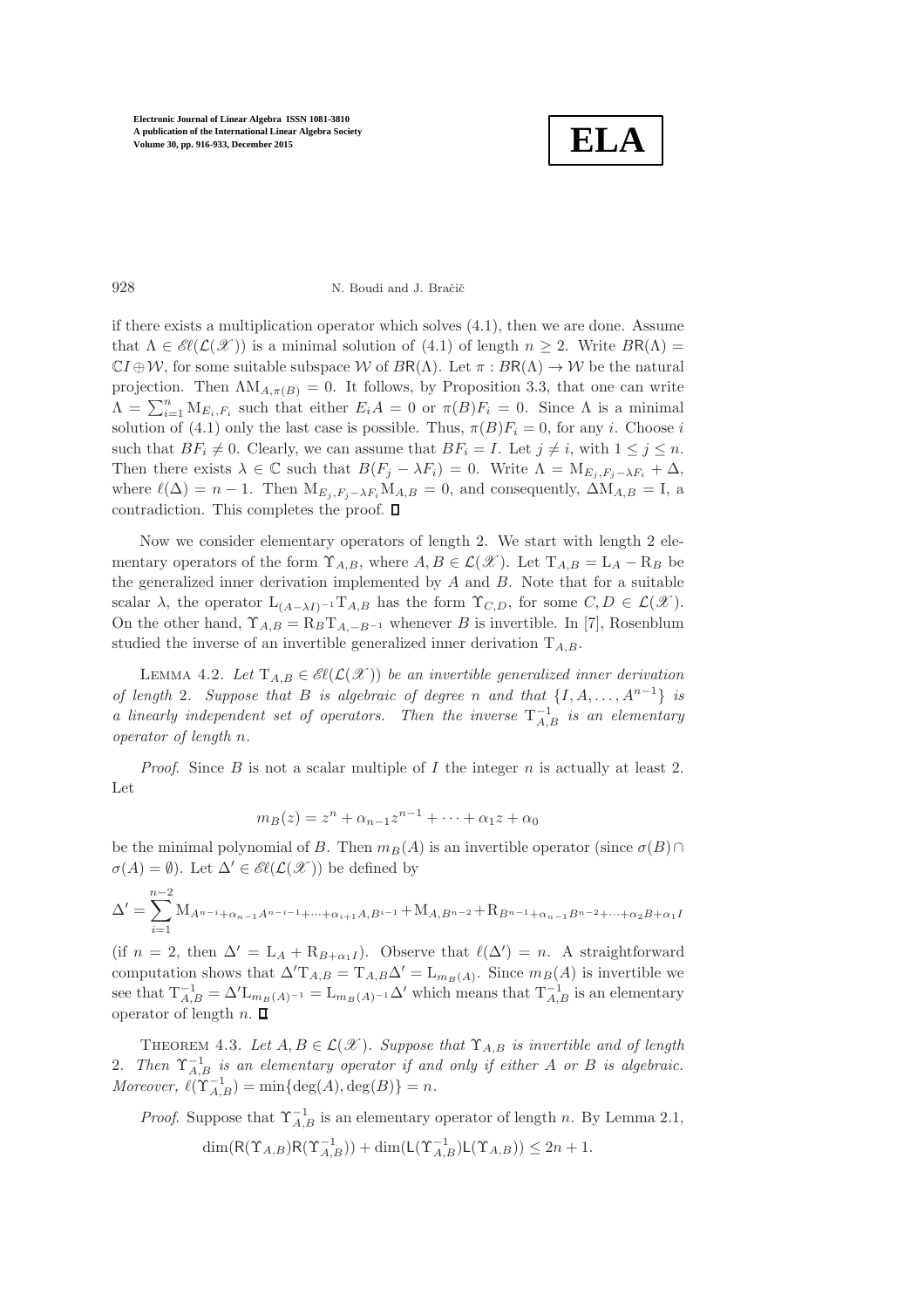if there exists a multiplication operator which solves (4.1), then we are done. Assume that $\Lambda \in \mathscr{E}\ell(\mathcal{L}(\mathscr{X}))$ is a minimal solution of (4.1) of length $n \geq 2$. Write $B\mathsf{R}(\Lambda) = \mathbb{C}I \oplus \mathcal{W}$, for some suitable subspace $\mathcal{W}$ of $B\mathsf{R}(\Lambda)$. Let $\pi : B\mathsf{R}(\Lambda) \to \mathcal{W}$ be the natural projection. Then $\Lambda \mathrm{M}_{A,\pi(B)} = 0$. It follows, by Proposition 3.3, that one can write $\Lambda = \sum_{i=1}^{n} \mathrm{M}_{E_i,F_i}$ such that either $E_i A = 0$ or $\pi(B)F_i = 0$. Since $\Lambda$ is a minimal solution of (4.1) only the last case is possible. Thus, $\pi(B)F_i = 0$, for any $i$. Choose $i$ such that $BF_i \neq 0$. Clearly, we can assume that $BF_i = I$. Let $j \neq i$, with $1 \leq j \leq n$. Then there exists $\lambda \in \mathbb{C}$ such that $B(F_j - \lambda F_i) = 0$. Write $\Lambda = \mathrm{M}_{E_j, F_j - \lambda F_i} + \Delta$, where $\ell(\Delta) = n-1$. Then $\mathrm{M}_{E_j,F_j-\lambda F_i}\mathrm{M}_{A,B} = 0$, and consequently, $\Delta \mathrm{M}_{A,B} = \mathrm{I}$, a contradiction. This completes the proof. ∎

Now we consider elementary operators of length 2. We start with length 2 elementary operators of the form $\Upsilon_{A,B}$, where $A, B \in \mathcal{L}(\mathscr{X})$. Let $\mathrm{T}_{A,B} = \mathrm{L}_A - \mathrm{R}_B$ be the generalized inner derivation implemented by $A$ and $B$. Note that for a suitable scalar $\lambda$, the operator $\mathrm{L}_{(A-\lambda I)^{-1}}\mathrm{T}_{A,B}$ has the form $\Upsilon_{C,D}$, for some $C, D \in \mathcal{L}(\mathscr{X})$. On the other hand, $\Upsilon_{A,B} = \mathrm{R}_B \mathrm{T}_{A,-B^{-1}}$ whenever $B$ is invertible. In [7], Rosenblum studied the inverse of an invertible generalized inner derivation $\mathrm{T}_{A,B}$.

Lemma 4.2. *Let $\mathrm{T}_{A,B} \in \mathscr{E}\ell(\mathcal{L}(\mathscr{X}))$ be an invertible generalized inner derivation of length 2. Suppose that $B$ is algebraic of degree $n$ and that $\{I, A, \ldots, A^{n-1}\}$ is a linearly independent set of operators. Then the inverse $\mathrm{T}_{A,B}^{-1}$ is an elementary operator of length $n$.*

*Proof*. Since $B$ is not a scalar multiple of $I$ the integer $n$ is actually at least 2. Let

$$m_B(z) = z^n + \alpha_{n-1}z^{n-1} + \cdots + \alpha_1 z + \alpha_0$$

be the minimal polynomial of $B$. Then $m_B(A)$ is an invertible operator (since $\sigma(B) \cap \sigma(A) = \emptyset$). Let $\Delta' \in \mathscr{E}\ell(\mathcal{L}(\mathscr{X}))$ be defined by

$$\Delta' = \sum_{i=1}^{n-2} \mathrm{M}_{A^{n-i}+\alpha_{n-1}A^{n-i-1}+\cdots+\alpha_{i+1}A, B^{i-1}} + \mathrm{M}_{A,B^{n-2}} + \mathrm{R}_{B^{n-1}+\alpha_{n-1}B^{n-2}+\cdots+\alpha_2 B+\alpha_1 I}$$

(if $n = 2$, then $\Delta' = \mathrm{L}_A + \mathrm{R}_{B+\alpha_1 I}$). Observe that $\ell(\Delta') = n$. A straightforward computation shows that $\Delta' \mathrm{T}_{A,B} = \mathrm{T}_{A,B}\Delta' = \mathrm{L}_{m_B(A)}$. Since $m_B(A)$ is invertible we see that $\mathrm{T}_{A,B}^{-1} = \Delta' \mathrm{L}_{m_B(A)^{-1}} = \mathrm{L}_{m_B(A)^{-1}}\Delta'$ which means that $\mathrm{T}_{A,B}^{-1}$ is an elementary operator of length $n$. ∎

Theorem 4.3. *Let $A, B \in \mathcal{L}(\mathscr{X})$. Suppose that $\Upsilon_{A,B}$ is invertible and of length 2. Then $\Upsilon_{A,B}^{-1}$ is an elementary operator if and only if either $A$ or $B$ is algebraic. Moreover, $\ell(\Upsilon_{A,B}^{-1}) = \min\{\deg(A), \deg(B)\} = n$.*

*Proof*. Suppose that $\Upsilon_{A,B}^{-1}$ is an elementary operator of length $n$. By Lemma 2.1,

$$\dim(\mathsf{R}(\Upsilon_{A,B})\mathsf{R}(\Upsilon_{A,B}^{-1})) + \dim(\mathsf{L}(\Upsilon_{A,B}^{-1})\mathsf{L}(\Upsilon_{A,B})) \leq 2n+1.$$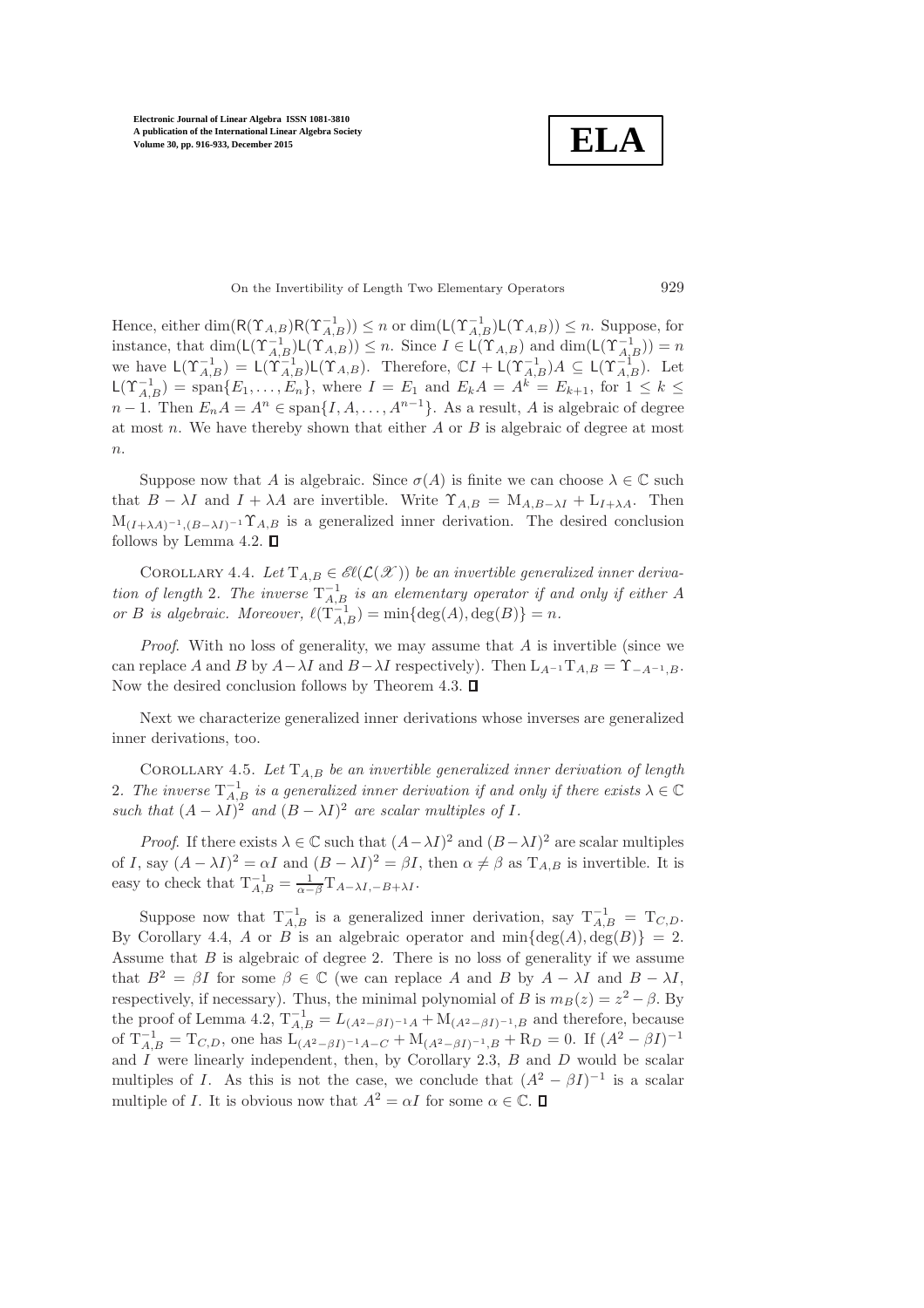Hence, either $\dim(\mathsf{R}(\Upsilon_{A,B})\mathsf{R}(\Upsilon_{A,B}^{-1})) \le n$ or $\dim(\mathsf{L}(\Upsilon_{A,B}^{-1})\mathsf{L}(\Upsilon_{A,B})) \le n$. Suppose, for instance, that $\dim(\mathsf{L}(\Upsilon_{A,B}^{-1})\mathsf{L}(\Upsilon_{A,B})) \le n$. Since $I \in \mathsf{L}(\Upsilon_{A,B})$ and $\dim(\mathsf{L}(\Upsilon_{A,B}^{-1})) = n$ we have $\mathsf{L}(\Upsilon_{A,B}^{-1}) = \mathsf{L}(\Upsilon_{A,B}^{-1})\mathsf{L}(\Upsilon_{A,B})$. Therefore, $\mathbb{C}I + \mathsf{L}(\Upsilon_{A,B}^{-1})A \subseteq \mathsf{L}(\Upsilon_{A,B}^{-1})$. Let $\mathsf{L}(\Upsilon_{A,B}^{-1}) = \operatorname{span}\{E_1, \ldots, E_n\}$, where $I = E_1$ and $E_k A = A^k = E_{k+1}$, for $1 \le k \le n-1$. Then $E_n A = A^n \in \operatorname{span}\{I, A, \ldots, A^{n-1}\}$. As a result, $A$ is algebraic of degree at most $n$. We have thereby shown that either $A$ or $B$ is algebraic of degree at most $n$.

Suppose now that $A$ is algebraic. Since $\sigma(A)$ is finite we can choose $\lambda \in \mathbb{C}$ such that $B - \lambda I$ and $I + \lambda A$ are invertible. Write $\Upsilon_{A,B} = \mathrm{M}_{A,B-\lambda I} + \mathrm{L}_{I+\lambda A}$. Then $\mathrm{M}_{(I+\lambda A)^{-1},(B-\lambda I)^{-1}}\Upsilon_{A,B}$ is a generalized inner derivation. The desired conclusion follows by Lemma 4.2. ∎

Corollary 4.4. *Let $\mathrm{T}_{A,B} \in \mathscr{E}\ell(\mathcal{L}(\mathscr{X}))$ be an invertible generalized inner derivation of length 2. The inverse $\mathrm{T}_{A,B}^{-1}$ is an elementary operator if and only if either $A$ or $B$ is algebraic. Moreover, $\ell(\mathrm{T}_{A,B}^{-1}) = \min\{\deg(A), \deg(B)\} = n$.*

*Proof*. With no loss of generality, we may assume that $A$ is invertible (since we can replace $A$ and $B$ by $A - \lambda I$ and $B - \lambda I$ respectively). Then $\mathrm{L}_{A^{-1}}\mathrm{T}_{A,B} = \Upsilon_{-A^{-1},B}$. Now the desired conclusion follows by Theorem 4.3. ∎

Next we characterize generalized inner derivations whose inverses are generalized inner derivations, too.

Corollary 4.5. *Let $\mathrm{T}_{A,B}$ be an invertible generalized inner derivation of length 2. The inverse $\mathrm{T}_{A,B}^{-1}$ is a generalized inner derivation if and only if there exists $\lambda \in \mathbb{C}$ such that $(A - \lambda I)^2$ and $(B - \lambda I)^2$ are scalar multiples of $I$.*

*Proof*. If there exists $\lambda \in \mathbb{C}$ such that $(A - \lambda I)^2$ and $(B - \lambda I)^2$ are scalar multiples of $I$, say $(A - \lambda I)^2 = \alpha I$ and $(B - \lambda I)^2 = \beta I$, then $\alpha \ne \beta$ as $\mathrm{T}_{A,B}$ is invertible. It is easy to check that $\mathrm{T}_{A,B}^{-1} = \frac{1}{\alpha - \beta}\mathrm{T}_{A-\lambda I, -B+\lambda I}$.

Suppose now that $\mathrm{T}_{A,B}^{-1}$ is a generalized inner derivation, say $\mathrm{T}_{A,B}^{-1} = \mathrm{T}_{C,D}$. By Corollary 4.4, $A$ or $B$ is an algebraic operator and $\min\{\deg(A), \deg(B)\} = 2$. Assume that $B$ is algebraic of degree 2. There is no loss of generality if we assume that $B^2 = \beta I$ for some $\beta \in \mathbb{C}$ (we can replace $A$ and $B$ by $A - \lambda I$ and $B - \lambda I$, respectively, if necessary). Thus, the minimal polynomial of $B$ is $m_B(z) = z^2 - \beta$. By the proof of Lemma 4.2, $\mathrm{T}_{A,B}^{-1} = L_{(A^2-\beta I)^{-1}A} + \mathrm{M}_{(A^2-\beta I)^{-1},B}$ and therefore, because of $\mathrm{T}_{A,B}^{-1} = \mathrm{T}_{C,D}$, one has $\mathrm{L}_{(A^2-\beta I)^{-1}A - C} + \mathrm{M}_{(A^2-\beta I)^{-1},B} + \mathrm{R}_D = 0$. If $(A^2 - \beta I)^{-1}$ and $I$ were linearly independent, then, by Corollary 2.3, $B$ and $D$ would be scalar multiples of $I$. As this is not the case, we conclude that $(A^2 - \beta I)^{-1}$ is a scalar multiple of $I$. It is obvious now that $A^2 = \alpha I$ for some $\alpha \in \mathbb{C}$. ∎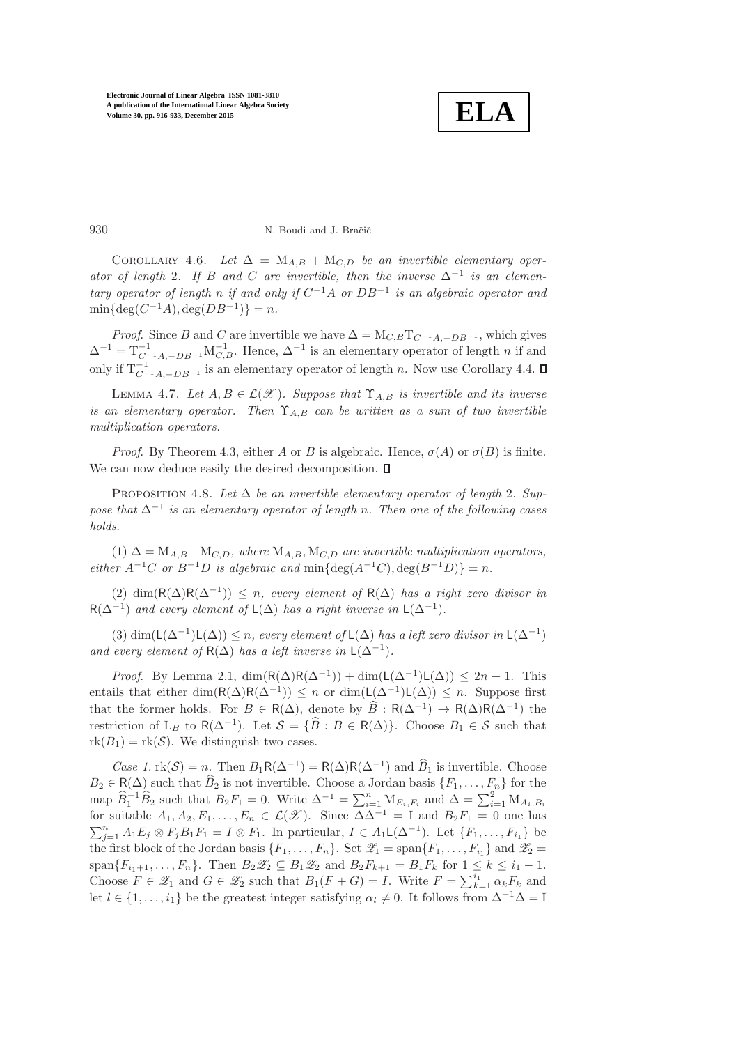COROLLARY 4.6. *Let $\Delta = \mathrm{M}_{A,B} + \mathrm{M}_{C,D}$ be an invertible elementary operator of length 2. If $B$ and $C$ are invertible, then the inverse $\Delta^{-1}$ is an elementary operator of length $n$ if and only if $C^{-1}A$ or $DB^{-1}$ is an algebraic operator and $\min\{\deg(C^{-1}A), \deg(DB^{-1})\} = n$.*

*Proof.* Since $B$ and $C$ are invertible we have $\Delta = \mathrm{M}_{C,B}\mathrm{T}_{C^{-1}A,-DB^{-1}}$, which gives $\Delta^{-1} = \mathrm{T}^{-1}_{C^{-1}A,-DB^{-1}}\mathrm{M}^{-1}_{C,B}$. Hence, $\Delta^{-1}$ is an elementary operator of length $n$ if and only if $\mathrm{T}^{-1}_{C^{-1}A,-DB^{-1}}$ is an elementary operator of length $n$. Now use Corollary 4.4. ◻

LEMMA 4.7. *Let $A, B \in \mathcal{L}(\mathscr{X})$. Suppose that $\Upsilon_{A,B}$ is invertible and its inverse is an elementary operator. Then $\Upsilon_{A,B}$ can be written as a sum of two invertible multiplication operators.*

*Proof.* By Theorem 4.3, either $A$ or $B$ is algebraic. Hence, $\sigma(A)$ or $\sigma(B)$ is finite. We can now deduce easily the desired decomposition. ◻

PROPOSITION 4.8. *Let $\Delta$ be an invertible elementary operator of length 2. Suppose that $\Delta^{-1}$ is an elementary operator of length $n$. Then one of the following cases holds.*

*(1) $\Delta = \mathrm{M}_{A,B} + \mathrm{M}_{C,D}$, where $\mathrm{M}_{A,B}, \mathrm{M}_{C,D}$ are invertible multiplication operators, either $A^{-1}C$ or $B^{-1}D$ is algebraic and $\min\{\deg(A^{-1}C), \deg(B^{-1}D)\} = n$.*

*(2) $\dim(\mathsf{R}(\Delta)\mathsf{R}(\Delta^{-1})) \le n$, every element of $\mathsf{R}(\Delta)$ has a right zero divisor in $\mathsf{R}(\Delta^{-1})$ and every element of $\mathsf{L}(\Delta)$ has a right inverse in $\mathsf{L}(\Delta^{-1})$.*

*(3) $\dim(\mathsf{L}(\Delta^{-1})\mathsf{L}(\Delta)) \le n$, every element of $\mathsf{L}(\Delta)$ has a left zero divisor in $\mathsf{L}(\Delta^{-1})$ and every element of $\mathsf{R}(\Delta)$ has a left inverse in $\mathsf{L}(\Delta^{-1})$.*

*Proof.* By Lemma 2.1, $\dim(\mathsf{R}(\Delta)\mathsf{R}(\Delta^{-1})) + \dim(\mathsf{L}(\Delta^{-1})\mathsf{L}(\Delta)) \le 2n + 1$. This entails that either $\dim(\mathsf{R}(\Delta)\mathsf{R}(\Delta^{-1})) \le n$ or $\dim(\mathsf{L}(\Delta^{-1})\mathsf{L}(\Delta)) \le n$. Suppose first that the former holds. For $B \in \mathsf{R}(\Delta)$, denote by $\widehat{B} : \mathsf{R}(\Delta^{-1}) \to \mathsf{R}(\Delta)\mathsf{R}(\Delta^{-1})$ the restriction of $\mathsf{L}_B$ to $\mathsf{R}(\Delta^{-1})$. Let $\mathcal{S} = \{\widehat{B} : B \in \mathsf{R}(\Delta)\}$. Choose $B_1 \in \mathcal{S}$ such that $\mathrm{rk}(B_1) = \mathrm{rk}(\mathcal{S})$. We distinguish two cases.

*Case 1.* $\mathrm{rk}(\mathcal{S}) = n$. Then $B_1\mathsf{R}(\Delta^{-1}) = \mathsf{R}(\Delta)\mathsf{R}(\Delta^{-1})$ and $\widehat{B}_1$ is invertible. Choose $B_2 \in \mathsf{R}(\Delta)$ such that $\widehat{B}_2$ is not invertible. Choose a Jordan basis $\{F_1, \ldots, F_n\}$ for the map $\widehat{B}_1^{-1}\widehat{B}_2$ such that $B_2F_1 = 0$. Write $\Delta^{-1} = \sum_{i=1}^{n} \mathrm{M}_{E_i,F_i}$ and $\Delta = \sum_{i=1}^{2} \mathrm{M}_{A_i,B_i}$ for suitable $A_1, A_2, E_1, \ldots, E_n \in \mathcal{L}(\mathscr{X})$. Since $\Delta\Delta^{-1} = \mathrm{I}$ and $B_2F_1 = 0$ one has $\sum_{j=1}^{n} A_1E_j \otimes F_jB_1F_1 = I \otimes F_1$. In particular, $I \in A_1\mathsf{L}(\Delta^{-1})$. Let $\{F_1, \ldots, F_{i_1}\}$ be the first block of the Jordan basis $\{F_1, \ldots, F_n\}$. Set $\mathscr{Z}_1 = \mathrm{span}\{F_1, \ldots, F_{i_1}\}$ and $\mathscr{Z}_2 = \mathrm{span}\{F_{i_1+1}, \ldots, F_n\}$. Then $B_2\mathscr{Z}_2 \subseteq B_1\mathscr{Z}_2$ and $B_2F_{k+1} = B_1F_k$ for $1 \le k \le i_1 - 1$. Choose $F \in \mathscr{Z}_1$ and $G \in \mathscr{Z}_2$ such that $B_1(F + G) = I$. Write $F = \sum_{k=1}^{i_1} \alpha_k F_k$ and let $l \in \{1, \ldots, i_1\}$ be the greatest integer satisfying $\alpha_l \neq 0$. It follows from $\Delta^{-1}\Delta = \mathrm{I}$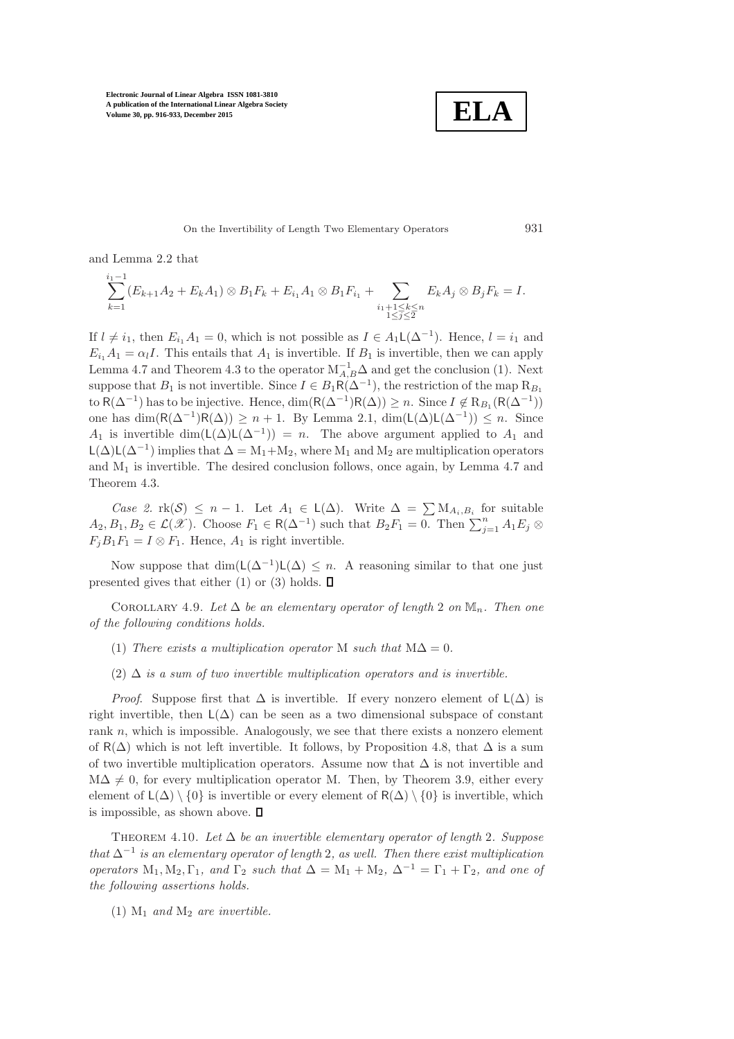and Lemma 2.2 that

$$\sum_{k=1}^{i_1-1} (E_{k+1}A_2 + E_k A_1) \otimes B_1 F_k + E_{i_1} A_1 \otimes B_1 F_{i_1} + \sum_{\substack{i_1+1 \le k \le n \\ 1 \le j \le 2}} E_k A_j \otimes B_j F_k = I.$$

If $l \neq i_1$, then $E_{i_1} A_1 = 0$, which is not possible as $I \in A_1 \mathsf{L}(\Delta^{-1})$. Hence, $l = i_1$ and $E_{i_1} A_1 = \alpha_l I$. This entails that $A_1$ is invertible. If $B_1$ is invertible, then we can apply Lemma 4.7 and Theorem 4.3 to the operator $\mathrm{M}_{A,B}^{-1}\Delta$ and get the conclusion (1). Next suppose that $B_1$ is not invertible. Since $I \in B_1 \mathsf{R}(\Delta^{-1})$, the restriction of the map $\mathrm{R}_{B_1}$ to $\mathsf{R}(\Delta^{-1})$ has to be injective. Hence, $\dim(\mathsf{R}(\Delta^{-1})\mathsf{R}(\Delta)) \geq n$. Since $I \notin \mathrm{R}_{B_1}(\mathsf{R}(\Delta^{-1}))$ one has $\dim(\mathsf{R}(\Delta^{-1})\mathsf{R}(\Delta)) \geq n+1$. By Lemma 2.1, $\dim(\mathsf{L}(\Delta)\mathsf{L}(\Delta^{-1})) \leq n$. Since $A_1$ is invertible $\dim(\mathsf{L}(\Delta)\mathsf{L}(\Delta^{-1})) = n$. The above argument applied to $A_1$ and $\mathsf{L}(\Delta)\mathsf{L}(\Delta^{-1})$ implies that $\Delta = \mathrm{M}_1 + \mathrm{M}_2$, where $\mathrm{M}_1$ and $\mathrm{M}_2$ are multiplication operators and $\mathrm{M}_1$ is invertible. The desired conclusion follows, once again, by Lemma 4.7 and Theorem 4.3.

*Case 2.* $\mathrm{rk}(\mathcal{S}) \leq n-1$. Let $A_1 \in \mathsf{L}(\Delta)$. Write $\Delta = \sum \mathrm{M}_{A_i,B_i}$ for suitable $A_2, B_1, B_2 \in \mathcal{L}(\mathscr{X})$. Choose $F_1 \in \mathsf{R}(\Delta^{-1})$ such that $B_2 F_1 = 0$. Then $\sum_{j=1}^{n} A_1 E_j \otimes F_j B_1 F_1 = I \otimes F_1$. Hence, $A_1$ is right invertible.

Now suppose that $\dim(\mathsf{L}(\Delta^{-1})\mathsf{L}(\Delta) \leq n$. A reasoning similar to that one just presented gives that either (1) or (3) holds. ∎

COROLLARY 4.9. *Let $\Delta$ be an elementary operator of length 2 on $\mathbb{M}_n$. Then one of the following conditions holds.*

(1) *There exists a multiplication operator* M *such that* $\mathrm{M}\Delta = 0$.

(2) $\Delta$ *is a sum of two invertible multiplication operators and is invertible.*

*Proof.* Suppose first that $\Delta$ is invertible. If every nonzero element of $\mathsf{L}(\Delta)$ is right invertible, then $\mathsf{L}(\Delta)$ can be seen as a two dimensional subspace of constant rank $n$, which is impossible. Analogously, we see that there exists a nonzero element of $\mathsf{R}(\Delta)$ which is not left invertible. It follows, by Proposition 4.8, that $\Delta$ is a sum of two invertible multiplication operators. Assume now that $\Delta$ is not invertible and $\mathrm{M}\Delta \neq 0$, for every multiplication operator M. Then, by Theorem 3.9, either every element of $\mathsf{L}(\Delta) \setminus \{0\}$ is invertible or every element of $\mathsf{R}(\Delta) \setminus \{0\}$ is invertible, which is impossible, as shown above. ∎

THEOREM 4.10. *Let $\Delta$ be an invertible elementary operator of length 2. Suppose that $\Delta^{-1}$ is an elementary operator of length 2, as well. Then there exist multiplication operators $\mathrm{M}_1, \mathrm{M}_2, \Gamma_1$, and $\Gamma_2$ such that $\Delta = \mathrm{M}_1 + \mathrm{M}_2$, $\Delta^{-1} = \Gamma_1 + \Gamma_2$, and one of the following assertions holds.*

(1) $\mathrm{M}_1$ *and* $\mathrm{M}_2$ *are invertible.*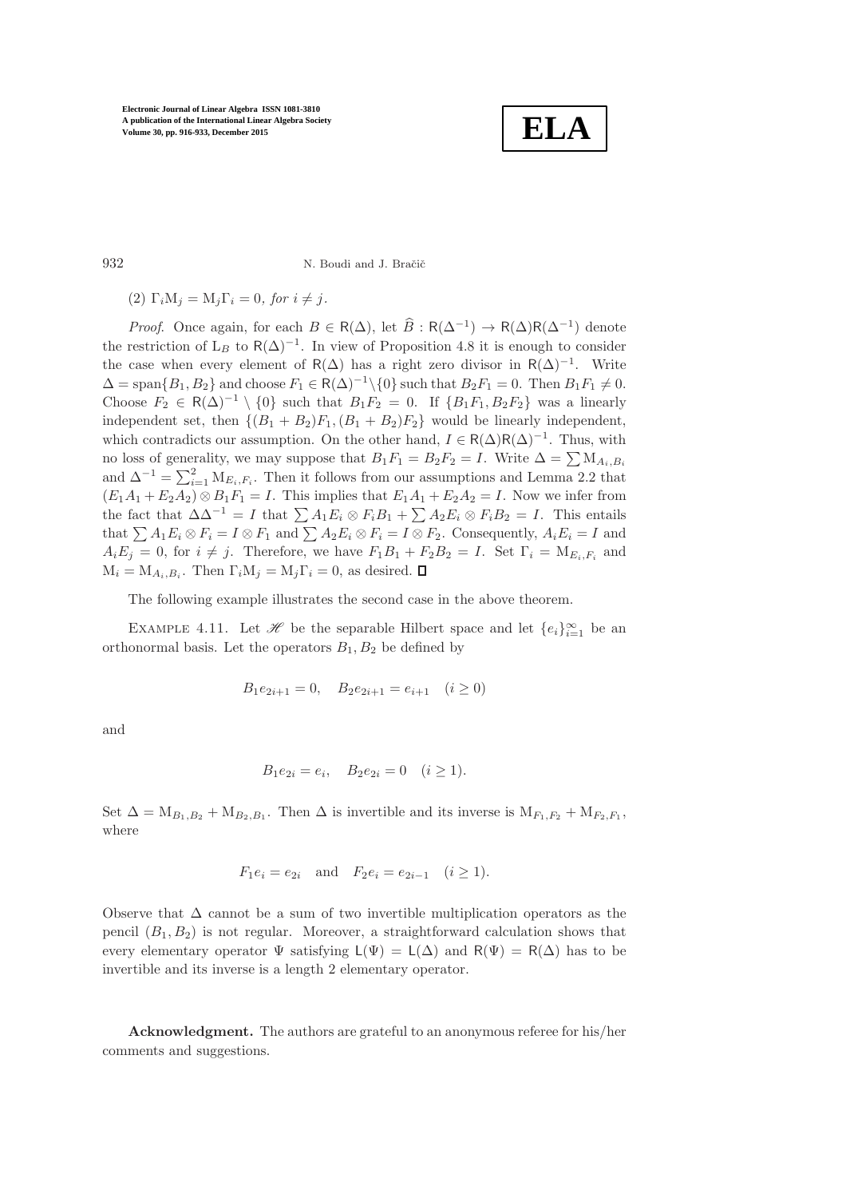(2) $\Gamma_i \mathrm{M}_j = \mathrm{M}_j \Gamma_i = 0$, *for* $i \neq j$.

*Proof.* Once again, for each $B \in \mathsf{R}(\Delta)$, let $\widehat{B} : \mathsf{R}(\Delta^{-1}) \to \mathsf{R}(\Delta)\mathsf{R}(\Delta^{-1})$ denote the restriction of $\mathrm{L}_B$ to $\mathsf{R}(\Delta)^{-1}$. In view of Proposition 4.8 it is enough to consider the case when every element of $\mathsf{R}(\Delta)$ has a right zero divisor in $\mathsf{R}(\Delta)^{-1}$. Write $\Delta = \mathrm{span}\{B_1, B_2\}$ and choose $F_1 \in \mathsf{R}(\Delta)^{-1}\setminus\{0\}$ such that $B_2F_1 = 0$. Then $B_1F_1 \neq 0$. Choose $F_2 \in \mathsf{R}(\Delta)^{-1} \setminus \{0\}$ such that $B_1F_2 = 0$. If $\{B_1F_1, B_2F_2\}$ was a linearly independent set, then $\{(B_1 + B_2)F_1, (B_1 + B_2)F_2\}$ would be linearly independent, which contradicts our assumption. On the other hand, $I \in \mathsf{R}(\Delta)\mathsf{R}(\Delta)^{-1}$. Thus, with no loss of generality, we may suppose that $B_1F_1 = B_2F_2 = I$. Write $\Delta = \sum \mathrm{M}_{A_i,B_i}$ and $\Delta^{-1} = \sum_{i=1}^{2} \mathrm{M}_{E_i,F_i}$. Then it follows from our assumptions and Lemma 2.2 that $(E_1A_1 + E_2A_2) \otimes B_1F_1 = I$. This implies that $E_1A_1 + E_2A_2 = I$. Now we infer from the fact that $\Delta\Delta^{-1} = I$ that $\sum A_1E_i \otimes F_iB_1 + \sum A_2E_i \otimes F_iB_2 = I$. This entails that $\sum A_1E_i \otimes F_i = I \otimes F_1$ and $\sum A_2E_i \otimes F_i = I \otimes F_2$. Consequently, $A_iE_i = I$ and $A_iE_j = 0$, for $i \neq j$. Therefore, we have $F_1B_1 + F_2B_2 = I$. Set $\Gamma_i = \mathrm{M}_{E_i,F_i}$ and $\mathrm{M}_i = \mathrm{M}_{A_i,B_i}$. Then $\Gamma_i\mathrm{M}_j = \mathrm{M}_j\Gamma_i = 0$, as desired. ∎

The following example illustrates the second case in the above theorem.

Example 4.11. Let $\mathscr{H}$ be the separable Hilbert space and let $\{e_i\}_{i=1}^{\infty}$ be an orthonormal basis. Let the operators $B_1, B_2$ be defined by

$$B_1e_{2i+1} = 0, \quad B_2e_{2i+1} = e_{i+1} \quad (i \geq 0)$$

and

$$B_1e_{2i} = e_i, \quad B_2e_{2i} = 0 \quad (i \geq 1).$$

Set $\Delta = \mathrm{M}_{B_1,B_2} + \mathrm{M}_{B_2,B_1}$. Then $\Delta$ is invertible and its inverse is $\mathrm{M}_{F_1,F_2} + \mathrm{M}_{F_2,F_1}$, where

$$F_1e_i = e_{2i} \quad \text{and} \quad F_2e_i = e_{2i-1} \quad (i \geq 1).$$

Observe that $\Delta$ cannot be a sum of two invertible multiplication operators as the pencil $(B_1, B_2)$ is not regular. Moreover, a straightforward calculation shows that every elementary operator $\Psi$ satisfying $\mathsf{L}(\Psi) = \mathsf{L}(\Delta)$ and $\mathsf{R}(\Psi) = \mathsf{R}(\Delta)$ has to be invertible and its inverse is a length 2 elementary operator.

**Acknowledgment.** The authors are grateful to an anonymous referee for his/her comments and suggestions.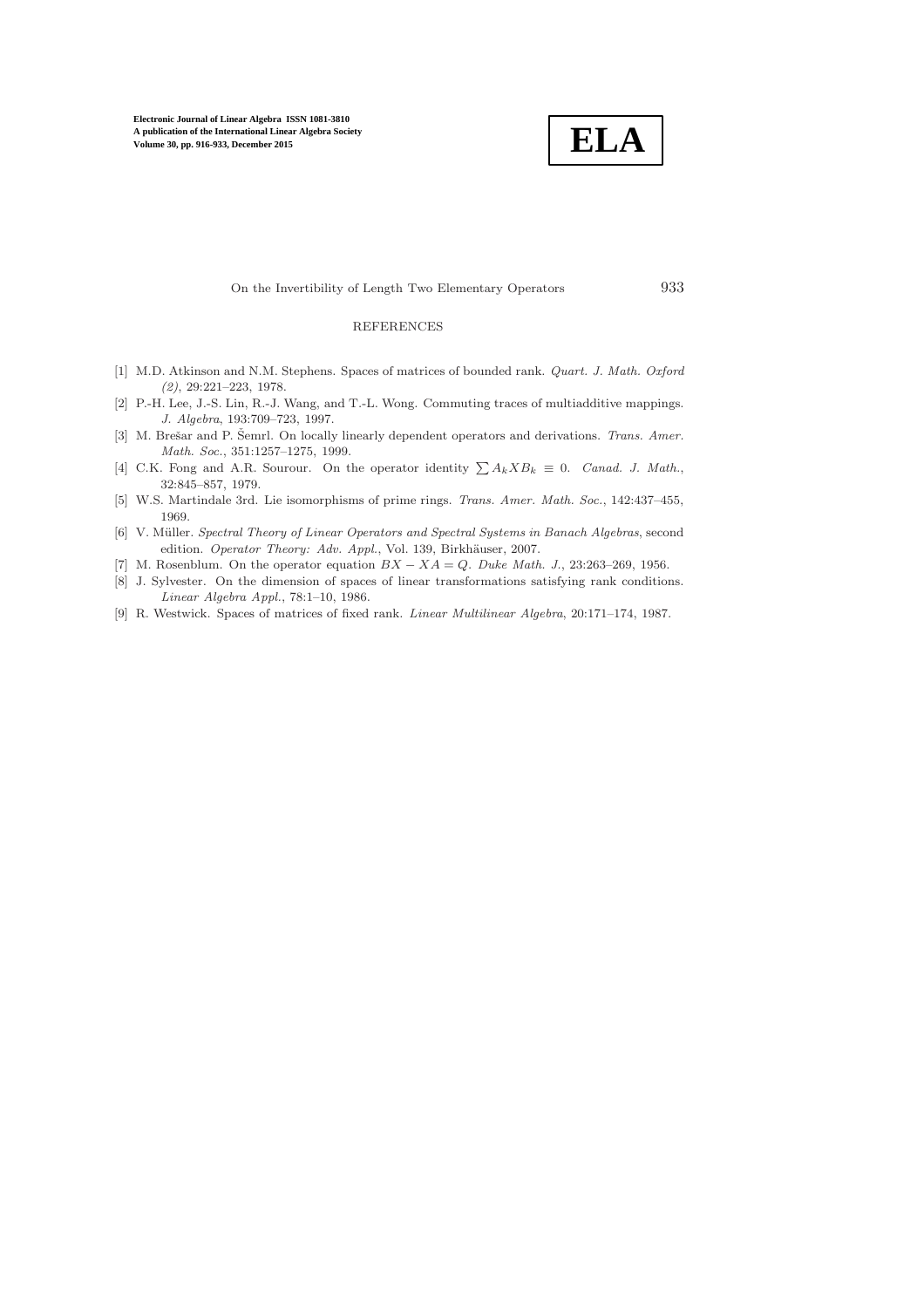## REFERENCES

[1] M.D. Atkinson and N.M. Stephens. Spaces of matrices of bounded rank. *Quart. J. Math. Oxford (2)*, 29:221–223, 1978.

[2] P.-H. Lee, J.-S. Lin, R.-J. Wang, and T.-L. Wong. Commuting traces of multiadditive mappings. *J. Algebra*, 193:709–723, 1997.

[3] M. Brešar and P. Šemrl. On locally linearly dependent operators and derivations. *Trans. Amer. Math. Soc.*, 351:1257–1275, 1999.

[4] C.K. Fong and A.R. Sourour. On the operator identity $\sum A_k X B_k \equiv 0$. *Canad. J. Math.*, 32:845–857, 1979.

[5] W.S. Martindale 3rd. Lie isomorphisms of prime rings. *Trans. Amer. Math. Soc.*, 142:437–455, 1969.

[6] V. Müller. *Spectral Theory of Linear Operators and Spectral Systems in Banach Algebras*, second edition. *Operator Theory: Adv. Appl.*, Vol. 139, Birkhäuser, 2007.

[7] M. Rosenblum. On the operator equation $BX - XA = Q$. *Duke Math. J.*, 23:263–269, 1956.

[8] J. Sylvester. On the dimension of spaces of linear transformations satisfying rank conditions. *Linear Algebra Appl.*, 78:1–10, 1986.

[9] R. Westwick. Spaces of matrices of fixed rank. *Linear Multilinear Algebra*, 20:171–174, 1987.